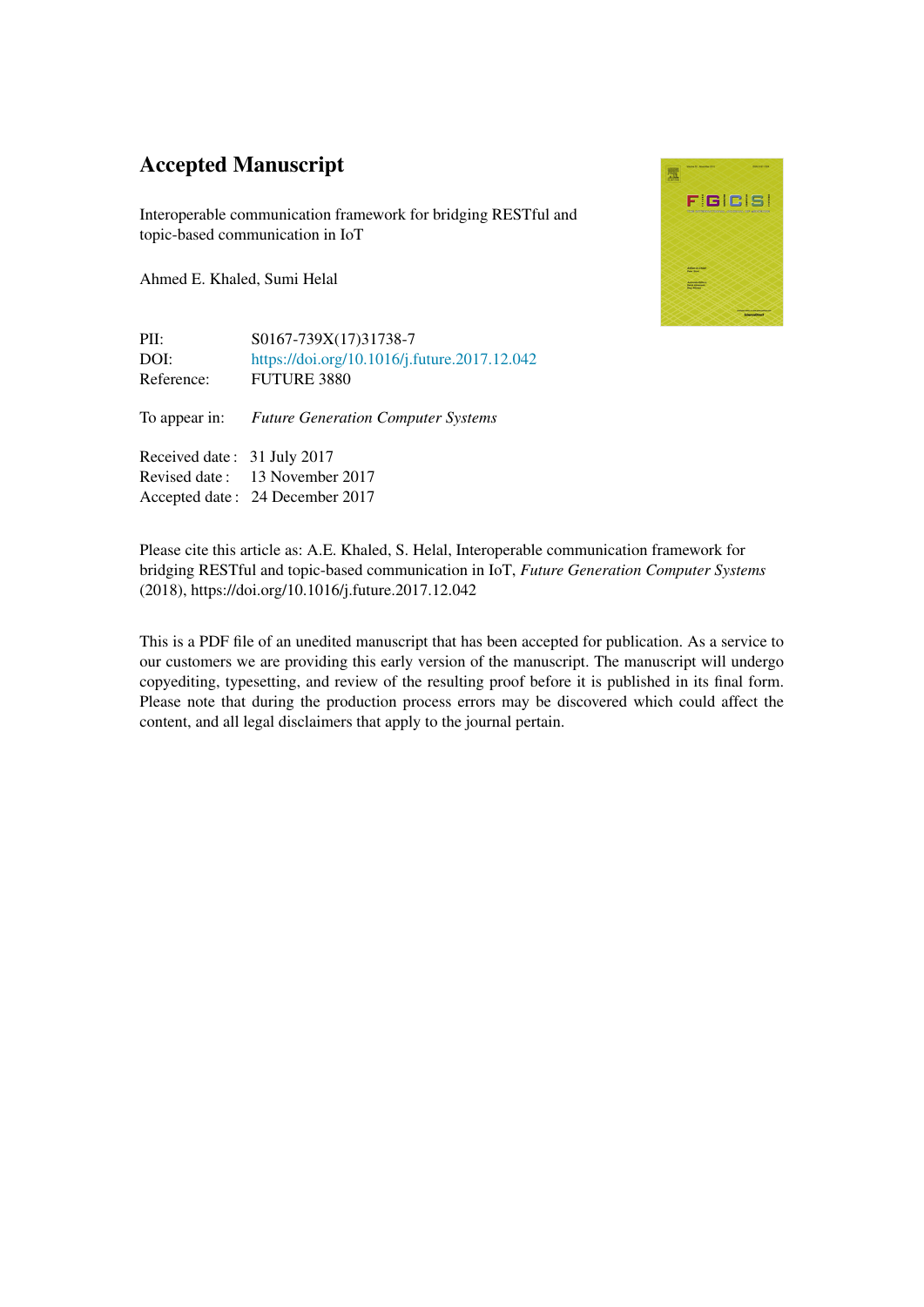# Accepted Manuscript

Interoperable communication framework for bridging RESTful and topic-based communication in IoT

Ahmed E. Khaled, Sumi Helal

| | |
|---|---|
| PII: | S0167-739X(17)31738-7 |
| DOI: | https://doi.org/10.1016/j.future.2017.12.042 |
| Reference: | FUTURE 3880 |

To appear in: *Future Generation Computer Systems*

| | |
|---|---|
| Received date : | 31 July 2017 |
| Revised date : | 13 November 2017 |
| Accepted date : | 24 December 2017 |

Please cite this article as: A.E. Khaled, S. Helal, Interoperable communication framework for bridging RESTful and topic-based communication in IoT, *Future Generation Computer Systems* (2018), https://doi.org/10.1016/j.future.2017.12.042

This is a PDF file of an unedited manuscript that has been accepted for publication. As a service to our customers we are providing this early version of the manuscript. The manuscript will undergo copyediting, typesetting, and review of the resulting proof before it is published in its final form. Please note that during the production process errors may be discovered which could affect the content, and all legal disclaimers that apply to the journal pertain.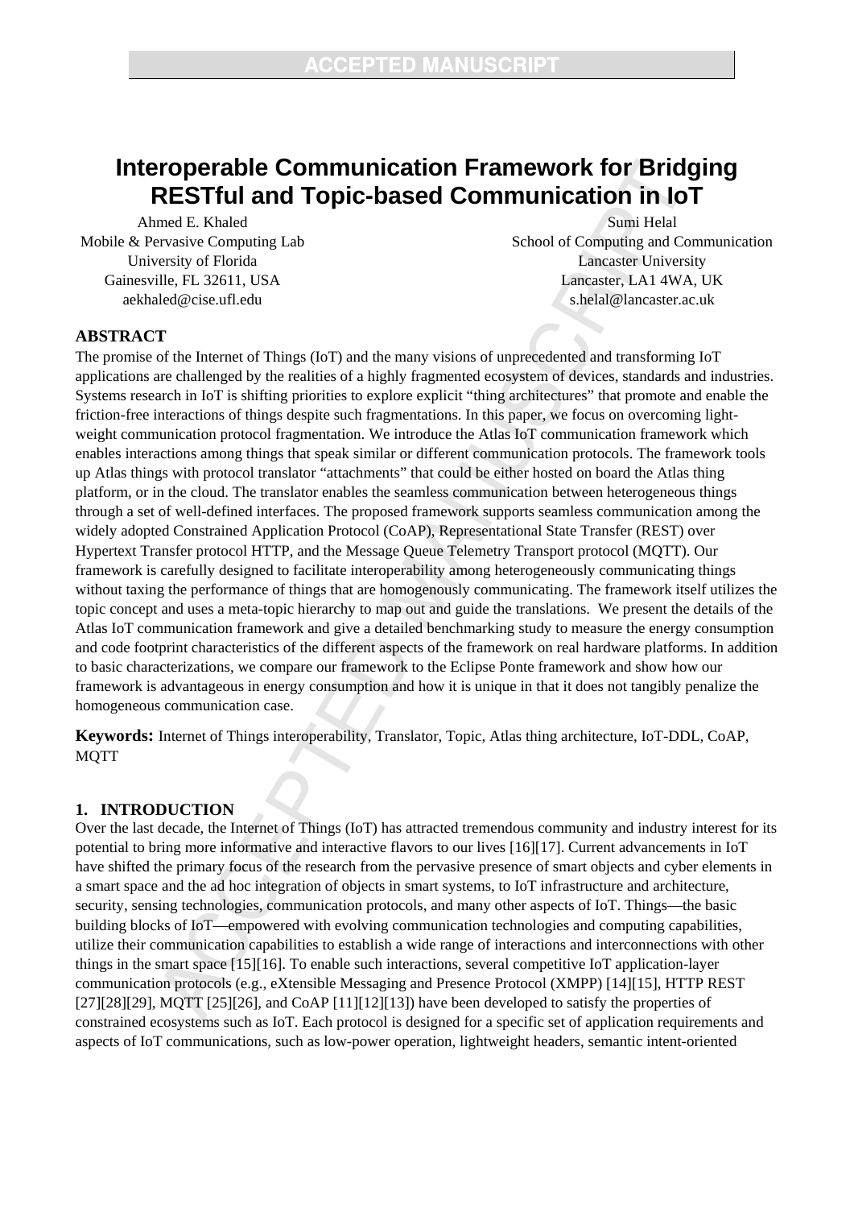# Interoperable Communication Framework for Bridging RESTful and Topic-based Communication in IoT

Ahmed E. Khaled
Mobile & Pervasive Computing Lab
University of Florida
Gainesville, FL 32611, USA
aekhaled@cise.ufl.edu

Sumi Helal
School of Computing and Communication
Lancaster University
Lancaster, LA1 4WA, UK
s.helal@lancaster.ac.uk

## ABSTRACT

The promise of the Internet of Things (IoT) and the many visions of unprecedented and transforming IoT applications are challenged by the realities of a highly fragmented ecosystem of devices, standards and industries. Systems research in IoT is shifting priorities to explore explicit "thing architectures" that promote and enable the friction-free interactions of things despite such fragmentations. In this paper, we focus on overcoming light-weight communication protocol fragmentation. We introduce the Atlas IoT communication framework which enables interactions among things that speak similar or different communication protocols. The framework tools up Atlas things with protocol translator "attachments" that could be either hosted on board the Atlas thing platform, or in the cloud. The translator enables the seamless communication between heterogeneous things through a set of well-defined interfaces. The proposed framework supports seamless communication among the widely adopted Constrained Application Protocol (CoAP), Representational State Transfer (REST) over Hypertext Transfer protocol HTTP, and the Message Queue Telemetry Transport protocol (MQTT). Our framework is carefully designed to facilitate interoperability among heterogeneously communicating things without taxing the performance of things that are homogenously communicating. The framework itself utilizes the topic concept and uses a meta-topic hierarchy to map out and guide the translations. We present the details of the Atlas IoT communication framework and give a detailed benchmarking study to measure the energy consumption and code footprint characteristics of the different aspects of the framework on real hardware platforms. In addition to basic characterizations, we compare our framework to the Eclipse Ponte framework and show how our framework is advantageous in energy consumption and how it is unique in that it does not tangibly penalize the homogeneous communication case.

**Keywords:** Internet of Things interoperability, Translator, Topic, Atlas thing architecture, IoT-DDL, CoAP, MQTT

## 1. INTRODUCTION

Over the last decade, the Internet of Things (IoT) has attracted tremendous community and industry interest for its potential to bring more informative and interactive flavors to our lives [16][17]. Current advancements in IoT have shifted the primary focus of the research from the pervasive presence of smart objects and cyber elements in a smart space and the ad hoc integration of objects in smart systems, to IoT infrastructure and architecture, security, sensing technologies, communication protocols, and many other aspects of IoT. Things—the basic building blocks of IoT—empowered with evolving communication technologies and computing capabilities, utilize their communication capabilities to establish a wide range of interactions and interconnections with other things in the smart space [15][16]. To enable such interactions, several competitive IoT application-layer communication protocols (e.g., eXtensible Messaging and Presence Protocol (XMPP) [14][15], HTTP REST [27][28][29], MQTT [25][26], and CoAP [11][12][13]) have been developed to satisfy the properties of constrained ecosystems such as IoT. Each protocol is designed for a specific set of application requirements and aspects of IoT communications, such as low-power operation, lightweight headers, semantic intent-oriented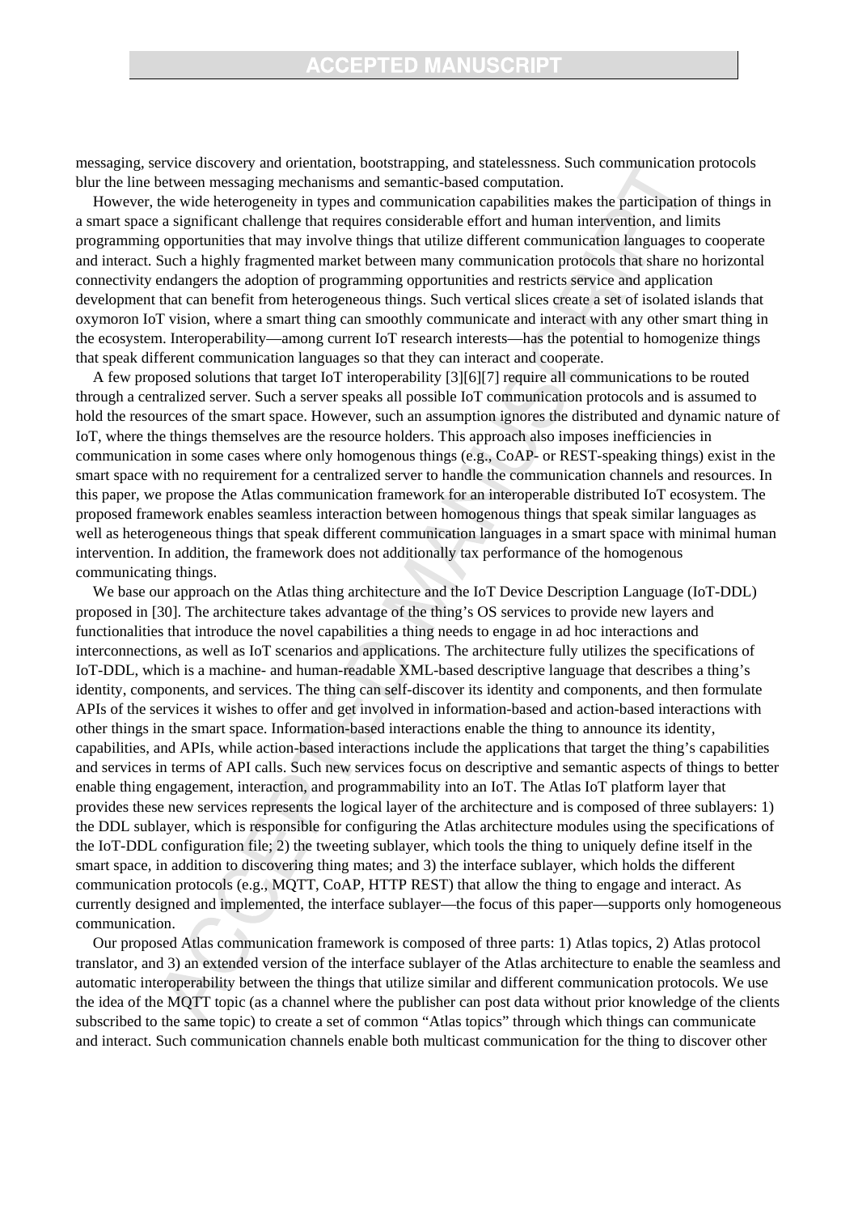messaging, service discovery and orientation, bootstrapping, and statelessness. Such communication protocols blur the line between messaging mechanisms and semantic-based computation.

However, the wide heterogeneity in types and communication capabilities makes the participation of things in a smart space a significant challenge that requires considerable effort and human intervention, and limits programming opportunities that may involve things that utilize different communication languages to cooperate and interact. Such a highly fragmented market between many communication protocols that share no horizontal connectivity endangers the adoption of programming opportunities and restricts service and application development that can benefit from heterogeneous things. Such vertical slices create a set of isolated islands that oxymoron IoT vision, where a smart thing can smoothly communicate and interact with any other smart thing in the ecosystem. Interoperability—among current IoT research interests—has the potential to homogenize things that speak different communication languages so that they can interact and cooperate.

A few proposed solutions that target IoT interoperability [3][6][7] require all communications to be routed through a centralized server. Such a server speaks all possible IoT communication protocols and is assumed to hold the resources of the smart space. However, such an assumption ignores the distributed and dynamic nature of IoT, where the things themselves are the resource holders. This approach also imposes inefficiencies in communication in some cases where only homogenous things (e.g., CoAP- or REST-speaking things) exist in the smart space with no requirement for a centralized server to handle the communication channels and resources. In this paper, we propose the Atlas communication framework for an interoperable distributed IoT ecosystem. The proposed framework enables seamless interaction between homogenous things that speak similar languages as well as heterogeneous things that speak different communication languages in a smart space with minimal human intervention. In addition, the framework does not additionally tax performance of the homogenous communicating things.

We base our approach on the Atlas thing architecture and the IoT Device Description Language (IoT-DDL) proposed in [30]. The architecture takes advantage of the thing's OS services to provide new layers and functionalities that introduce the novel capabilities a thing needs to engage in ad hoc interactions and interconnections, as well as IoT scenarios and applications. The architecture fully utilizes the specifications of IoT-DDL, which is a machine- and human-readable XML-based descriptive language that describes a thing's identity, components, and services. The thing can self-discover its identity and components, and then formulate APIs of the services it wishes to offer and get involved in information-based and action-based interactions with other things in the smart space. Information-based interactions enable the thing to announce its identity, capabilities, and APIs, while action-based interactions include the applications that target the thing's capabilities and services in terms of API calls. Such new services focus on descriptive and semantic aspects of things to better enable thing engagement, interaction, and programmability into an IoT. The Atlas IoT platform layer that provides these new services represents the logical layer of the architecture and is composed of three sublayers: 1) the DDL sublayer, which is responsible for configuring the Atlas architecture modules using the specifications of the IoT-DDL configuration file; 2) the tweeting sublayer, which tools the thing to uniquely define itself in the smart space, in addition to discovering thing mates; and 3) the interface sublayer, which holds the different communication protocols (e.g., MQTT, CoAP, HTTP REST) that allow the thing to engage and interact. As currently designed and implemented, the interface sublayer—the focus of this paper—supports only homogeneous communication.

Our proposed Atlas communication framework is composed of three parts: 1) Atlas topics, 2) Atlas protocol translator, and 3) an extended version of the interface sublayer of the Atlas architecture to enable the seamless and automatic interoperability between the things that utilize similar and different communication protocols. We use the idea of the MQTT topic (as a channel where the publisher can post data without prior knowledge of the clients subscribed to the same topic) to create a set of common "Atlas topics" through which things can communicate and interact. Such communication channels enable both multicast communication for the thing to discover other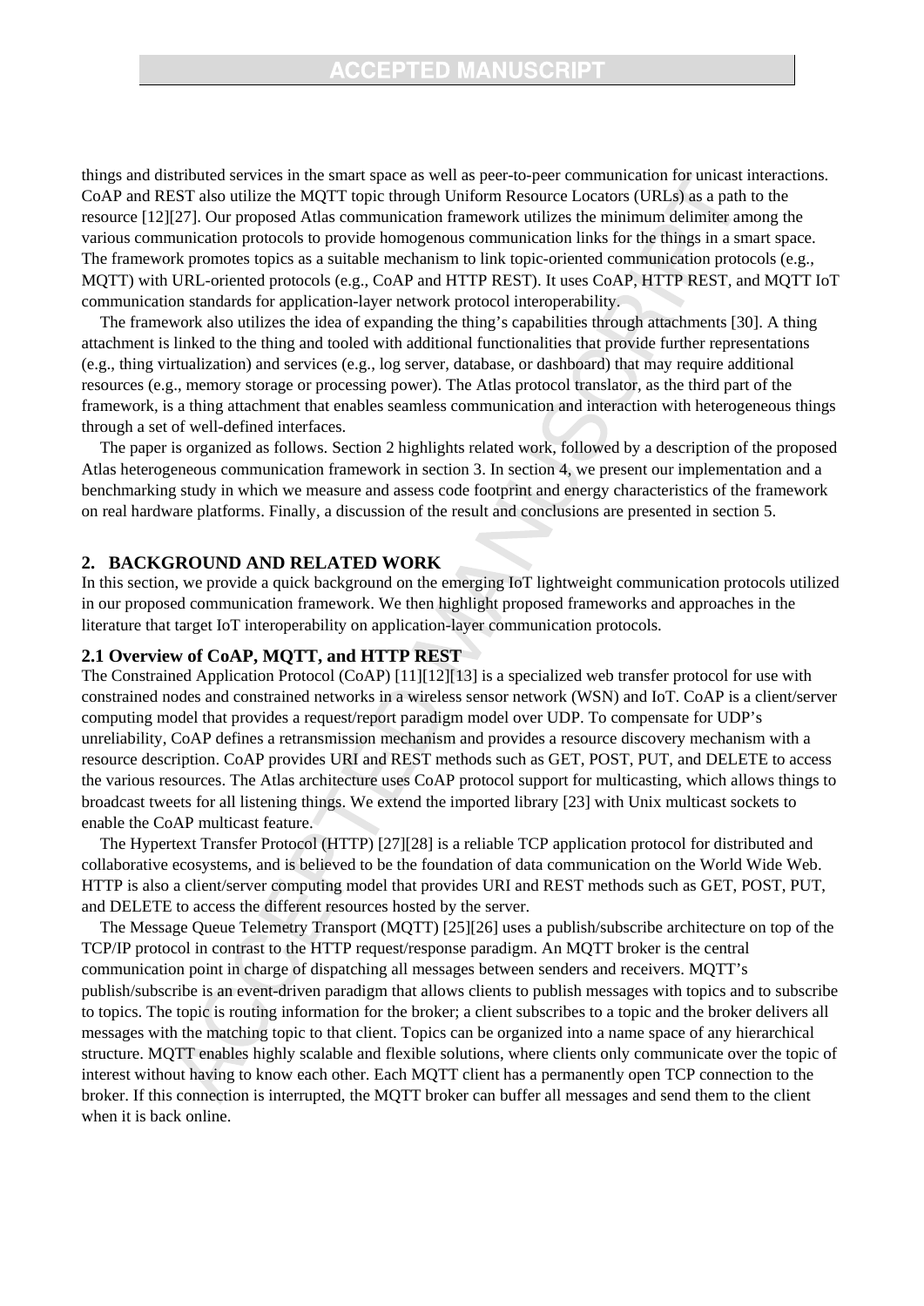things and distributed services in the smart space as well as peer-to-peer communication for unicast interactions. CoAP and REST also utilize the MQTT topic through Uniform Resource Locators (URLs) as a path to the resource [12][27]. Our proposed Atlas communication framework utilizes the minimum delimiter among the various communication protocols to provide homogenous communication links for the things in a smart space. The framework promotes topics as a suitable mechanism to link topic-oriented communication protocols (e.g., MQTT) with URL-oriented protocols (e.g., CoAP and HTTP REST). It uses CoAP, HTTP REST, and MQTT IoT communication standards for application-layer network protocol interoperability.

The framework also utilizes the idea of expanding the thing's capabilities through attachments [30]. A thing attachment is linked to the thing and tooled with additional functionalities that provide further representations (e.g., thing virtualization) and services (e.g., log server, database, or dashboard) that may require additional resources (e.g., memory storage or processing power). The Atlas protocol translator, as the third part of the framework, is a thing attachment that enables seamless communication and interaction with heterogeneous things through a set of well-defined interfaces.

The paper is organized as follows. Section 2 highlights related work, followed by a description of the proposed Atlas heterogeneous communication framework in section 3. In section 4, we present our implementation and a benchmarking study in which we measure and assess code footprint and energy characteristics of the framework on real hardware platforms. Finally, a discussion of the result and conclusions are presented in section 5.

## 2. BACKGROUND AND RELATED WORK

In this section, we provide a quick background on the emerging IoT lightweight communication protocols utilized in our proposed communication framework. We then highlight proposed frameworks and approaches in the literature that target IoT interoperability on application-layer communication protocols.

### 2.1 Overview of CoAP, MQTT, and HTTP REST

The Constrained Application Protocol (CoAP) [11][12][13] is a specialized web transfer protocol for use with constrained nodes and constrained networks in a wireless sensor network (WSN) and IoT. CoAP is a client/server computing model that provides a request/report paradigm model over UDP. To compensate for UDP's unreliability, CoAP defines a retransmission mechanism and provides a resource discovery mechanism with a resource description. CoAP provides URI and REST methods such as GET, POST, PUT, and DELETE to access the various resources. The Atlas architecture uses CoAP protocol support for multicasting, which allows things to broadcast tweets for all listening things. We extend the imported library [23] with Unix multicast sockets to enable the CoAP multicast feature.

The Hypertext Transfer Protocol (HTTP) [27][28] is a reliable TCP application protocol for distributed and collaborative ecosystems, and is believed to be the foundation of data communication on the World Wide Web. HTTP is also a client/server computing model that provides URI and REST methods such as GET, POST, PUT, and DELETE to access the different resources hosted by the server.

The Message Queue Telemetry Transport (MQTT) [25][26] uses a publish/subscribe architecture on top of the TCP/IP protocol in contrast to the HTTP request/response paradigm. An MQTT broker is the central communication point in charge of dispatching all messages between senders and receivers. MQTT's publish/subscribe is an event-driven paradigm that allows clients to publish messages with topics and to subscribe to topics. The topic is routing information for the broker; a client subscribes to a topic and the broker delivers all messages with the matching topic to that client. Topics can be organized into a name space of any hierarchical structure. MQTT enables highly scalable and flexible solutions, where clients only communicate over the topic of interest without having to know each other. Each MQTT client has a permanently open TCP connection to the broker. If this connection is interrupted, the MQTT broker can buffer all messages and send them to the client when it is back online.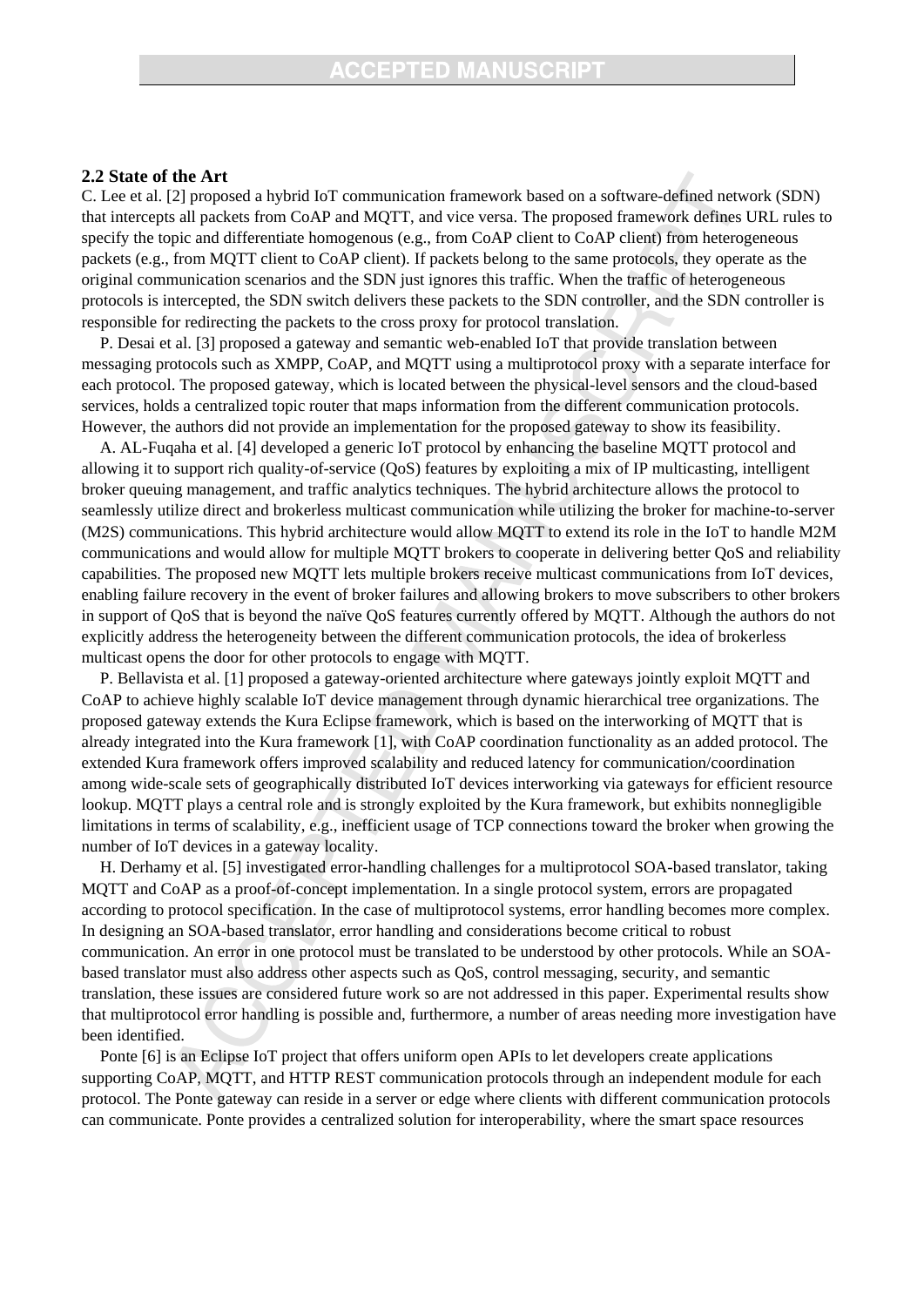### 2.2 State of the Art

C. Lee et al. [2] proposed a hybrid IoT communication framework based on a software-defined network (SDN) that intercepts all packets from CoAP and MQTT, and vice versa. The proposed framework defines URL rules to specify the topic and differentiate homogenous (e.g., from CoAP client to CoAP client) from heterogeneous packets (e.g., from MQTT client to CoAP client). If packets belong to the same protocols, they operate as the original communication scenarios and the SDN just ignores this traffic. When the traffic of heterogeneous protocols is intercepted, the SDN switch delivers these packets to the SDN controller, and the SDN controller is responsible for redirecting the packets to the cross proxy for protocol translation.

P. Desai et al. [3] proposed a gateway and semantic web-enabled IoT that provide translation between messaging protocols such as XMPP, CoAP, and MQTT using a multiprotocol proxy with a separate interface for each protocol. The proposed gateway, which is located between the physical-level sensors and the cloud-based services, holds a centralized topic router that maps information from the different communication protocols. However, the authors did not provide an implementation for the proposed gateway to show its feasibility.

A. AL-Fuqaha et al. [4] developed a generic IoT protocol by enhancing the baseline MQTT protocol and allowing it to support rich quality-of-service (QoS) features by exploiting a mix of IP multicasting, intelligent broker queuing management, and traffic analytics techniques. The hybrid architecture allows the protocol to seamlessly utilize direct and brokerless multicast communication while utilizing the broker for machine-to-server (M2S) communications. This hybrid architecture would allow MQTT to extend its role in the IoT to handle M2M communications and would allow for multiple MQTT brokers to cooperate in delivering better QoS and reliability capabilities. The proposed new MQTT lets multiple brokers receive multicast communications from IoT devices, enabling failure recovery in the event of broker failures and allowing brokers to move subscribers to other brokers in support of QoS that is beyond the naïve QoS features currently offered by MQTT. Although the authors do not explicitly address the heterogeneity between the different communication protocols, the idea of brokerless multicast opens the door for other protocols to engage with MQTT.

P. Bellavista et al. [1] proposed a gateway-oriented architecture where gateways jointly exploit MQTT and CoAP to achieve highly scalable IoT device management through dynamic hierarchical tree organizations. The proposed gateway extends the Kura Eclipse framework, which is based on the interworking of MQTT that is already integrated into the Kura framework [1], with CoAP coordination functionality as an added protocol. The extended Kura framework offers improved scalability and reduced latency for communication/coordination among wide-scale sets of geographically distributed IoT devices interworking via gateways for efficient resource lookup. MQTT plays a central role and is strongly exploited by the Kura framework, but exhibits nonnegligible limitations in terms of scalability, e.g., inefficient usage of TCP connections toward the broker when growing the number of IoT devices in a gateway locality.

H. Derhamy et al. [5] investigated error-handling challenges for a multiprotocol SOA-based translator, taking MQTT and CoAP as a proof-of-concept implementation. In a single protocol system, errors are propagated according to protocol specification. In the case of multiprotocol systems, error handling becomes more complex. In designing an SOA-based translator, error handling and considerations become critical to robust communication. An error in one protocol must be translated to be understood by other protocols. While an SOA-based translator must also address other aspects such as QoS, control messaging, security, and semantic translation, these issues are considered future work so are not addressed in this paper. Experimental results show that multiprotocol error handling is possible and, furthermore, a number of areas needing more investigation have been identified.

Ponte [6] is an Eclipse IoT project that offers uniform open APIs to let developers create applications supporting CoAP, MQTT, and HTTP REST communication protocols through an independent module for each protocol. The Ponte gateway can reside in a server or edge where clients with different communication protocols can communicate. Ponte provides a centralized solution for interoperability, where the smart space resources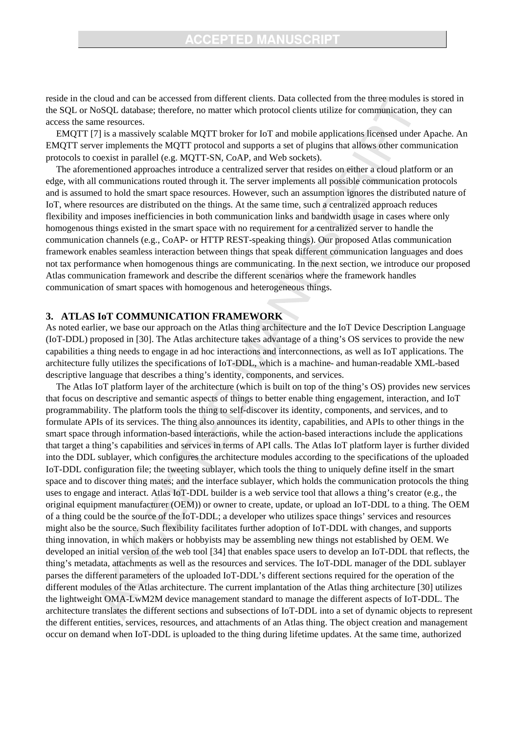reside in the cloud and can be accessed from different clients. Data collected from the three modules is stored in the SQL or NoSQL database; therefore, no matter which protocol clients utilize for communication, they can access the same resources.

EMQTT [7] is a massively scalable MQTT broker for IoT and mobile applications licensed under Apache. An EMQTT server implements the MQTT protocol and supports a set of plugins that allows other communication protocols to coexist in parallel (e.g. MQTT-SN, CoAP, and Web sockets).

The aforementioned approaches introduce a centralized server that resides on either a cloud platform or an edge, with all communications routed through it. The server implements all possible communication protocols and is assumed to hold the smart space resources. However, such an assumption ignores the distributed nature of IoT, where resources are distributed on the things. At the same time, such a centralized approach reduces flexibility and imposes inefficiencies in both communication links and bandwidth usage in cases where only homogenous things existed in the smart space with no requirement for a centralized server to handle the communication channels (e.g., CoAP- or HTTP REST-speaking things). Our proposed Atlas communication framework enables seamless interaction between things that speak different communication languages and does not tax performance when homogenous things are communicating. In the next section, we introduce our proposed Atlas communication framework and describe the different scenarios where the framework handles communication of smart spaces with homogenous and heterogeneous things.

## 3. ATLAS IoT COMMUNICATION FRAMEWORK

As noted earlier, we base our approach on the Atlas thing architecture and the IoT Device Description Language (IoT-DDL) proposed in [30]. The Atlas architecture takes advantage of a thing's OS services to provide the new capabilities a thing needs to engage in ad hoc interactions and interconnections, as well as IoT applications. The architecture fully utilizes the specifications of IoT-DDL, which is a machine- and human-readable XML-based descriptive language that describes a thing's identity, components, and services.

The Atlas IoT platform layer of the architecture (which is built on top of the thing's OS) provides new services that focus on descriptive and semantic aspects of things to better enable thing engagement, interaction, and IoT programmability. The platform tools the thing to self-discover its identity, components, and services, and to formulate APIs of its services. The thing also announces its identity, capabilities, and APIs to other things in the smart space through information-based interactions, while the action-based interactions include the applications that target a thing's capabilities and services in terms of API calls. The Atlas IoT platform layer is further divided into the DDL sublayer, which configures the architecture modules according to the specifications of the uploaded IoT-DDL configuration file; the tweeting sublayer, which tools the thing to uniquely define itself in the smart space and to discover thing mates; and the interface sublayer, which holds the communication protocols the thing uses to engage and interact. Atlas IoT-DDL builder is a web service tool that allows a thing's creator (e.g., the original equipment manufacturer (OEM)) or owner to create, update, or upload an IoT-DDL to a thing. The OEM of a thing could be the source of the IoT-DDL; a developer who utilizes space things' services and resources might also be the source. Such flexibility facilitates further adoption of IoT-DDL with changes, and supports thing innovation, in which makers or hobbyists may be assembling new things not established by OEM. We developed an initial version of the web tool [34] that enables space users to develop an IoT-DDL that reflects, the thing's metadata, attachments as well as the resources and services. The IoT-DDL manager of the DDL sublayer parses the different parameters of the uploaded IoT-DDL's different sections required for the operation of the different modules of the Atlas architecture. The current implantation of the Atlas thing architecture [30] utilizes the lightweight OMA-LwM2M device management standard to manage the different aspects of IoT-DDL. The architecture translates the different sections and subsections of IoT-DDL into a set of dynamic objects to represent the different entities, services, resources, and attachments of an Atlas thing. The object creation and management occur on demand when IoT-DDL is uploaded to the thing during lifetime updates. At the same time, authorized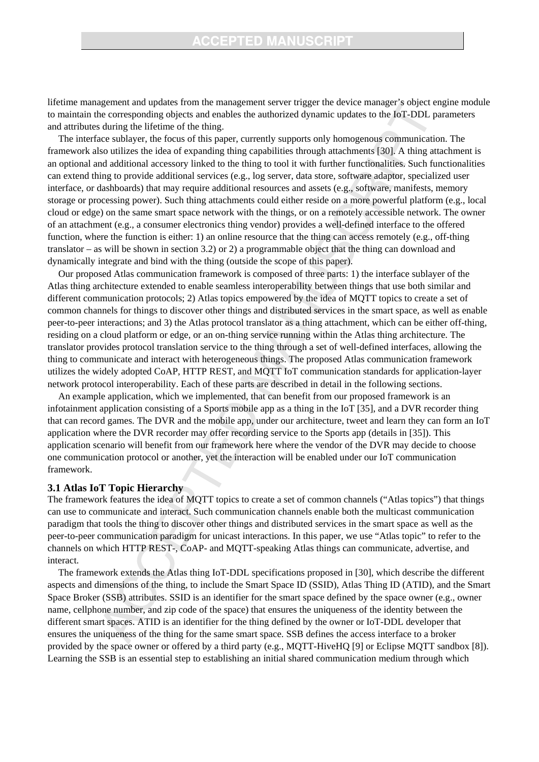lifetime management and updates from the management server trigger the device manager's object engine module to maintain the corresponding objects and enables the authorized dynamic updates to the IoT-DDL parameters and attributes during the lifetime of the thing.

The interface sublayer, the focus of this paper, currently supports only homogenous communication. The framework also utilizes the idea of expanding thing capabilities through attachments [30]. A thing attachment is an optional and additional accessory linked to the thing to tool it with further functionalities. Such functionalities can extend thing to provide additional services (e.g., log server, data store, software adaptor, specialized user interface, or dashboards) that may require additional resources and assets (e.g., software, manifests, memory storage or processing power). Such thing attachments could either reside on a more powerful platform (e.g., local cloud or edge) on the same smart space network with the things, or on a remotely accessible network. The owner of an attachment (e.g., a consumer electronics thing vendor) provides a well-defined interface to the offered function, where the function is either: 1) an online resource that the thing can access remotely (e.g., off-thing translator – as will be shown in section 3.2) or 2) a programmable object that the thing can download and dynamically integrate and bind with the thing (outside the scope of this paper).

Our proposed Atlas communication framework is composed of three parts: 1) the interface sublayer of the Atlas thing architecture extended to enable seamless interoperability between things that use both similar and different communication protocols; 2) Atlas topics empowered by the idea of MQTT topics to create a set of common channels for things to discover other things and distributed services in the smart space, as well as enable peer-to-peer interactions; and 3) the Atlas protocol translator as a thing attachment, which can be either off-thing, residing on a cloud platform or edge, or an on-thing service running within the Atlas thing architecture. The translator provides protocol translation service to the thing through a set of well-defined interfaces, allowing the thing to communicate and interact with heterogeneous things. The proposed Atlas communication framework utilizes the widely adopted CoAP, HTTP REST, and MQTT IoT communication standards for application-layer network protocol interoperability. Each of these parts are described in detail in the following sections.

An example application, which we implemented, that can benefit from our proposed framework is an infotainment application consisting of a Sports mobile app as a thing in the IoT [35], and a DVR recorder thing that can record games. The DVR and the mobile app, under our architecture, tweet and learn they can form an IoT application where the DVR recorder may offer recording service to the Sports app (details in [35]). This application scenario will benefit from our framework here where the vendor of the DVR may decide to choose one communication protocol or another, yet the interaction will be enabled under our IoT communication framework.

### 3.1 Atlas IoT Topic Hierarchy

The framework features the idea of MQTT topics to create a set of common channels ("Atlas topics") that things can use to communicate and interact. Such communication channels enable both the multicast communication paradigm that tools the thing to discover other things and distributed services in the smart space as well as the peer-to-peer communication paradigm for unicast interactions. In this paper, we use "Atlas topic" to refer to the channels on which HTTP REST-, CoAP- and MQTT-speaking Atlas things can communicate, advertise, and interact.

The framework extends the Atlas thing IoT-DDL specifications proposed in [30], which describe the different aspects and dimensions of the thing, to include the Smart Space ID (SSID), Atlas Thing ID (ATID), and the Smart Space Broker (SSB) attributes. SSID is an identifier for the smart space defined by the space owner (e.g., owner name, cellphone number, and zip code of the space) that ensures the uniqueness of the identity between the different smart spaces. ATID is an identifier for the thing defined by the owner or IoT-DDL developer that ensures the uniqueness of the thing for the same smart space. SSB defines the access interface to a broker provided by the space owner or offered by a third party (e.g., MQTT-HiveHQ [9] or Eclipse MQTT sandbox [8]). Learning the SSB is an essential step to establishing an initial shared communication medium through which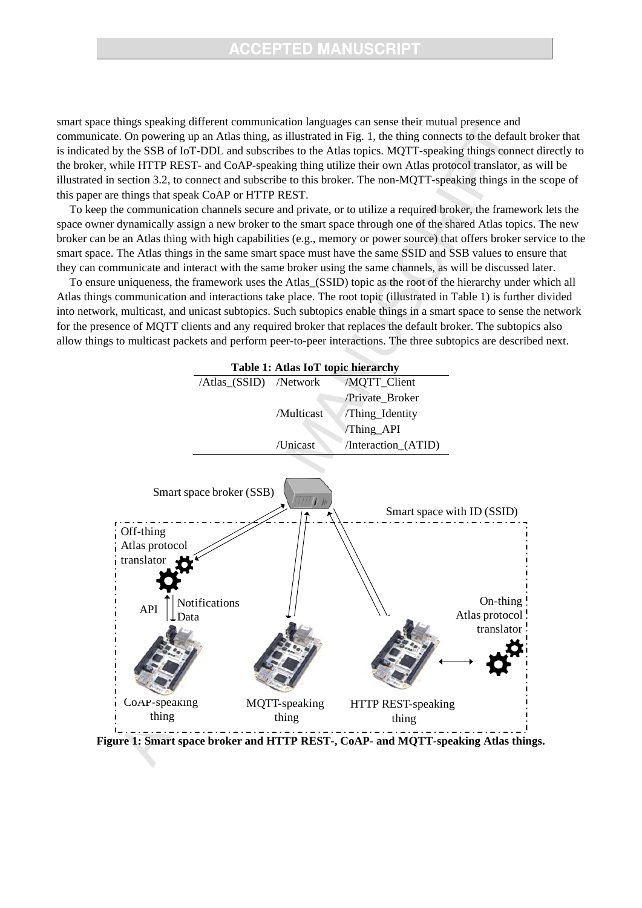smart space things speaking different communication languages can sense their mutual presence and communicate. On powering up an Atlas thing, as illustrated in Fig. 1, the thing connects to the default broker that is indicated by the SSB of IoT-DDL and subscribes to the Atlas topics. MQTT-speaking things connect directly to the broker, while HTTP REST- and CoAP-speaking thing utilize their own Atlas protocol translator, as will be illustrated in section 3.2, to connect and subscribe to this broker. The non-MQTT-speaking things in the scope of this paper are things that speak CoAP or HTTP REST.

To keep the communication channels secure and private, or to utilize a required broker, the framework lets the space owner dynamically assign a new broker to the smart space through one of the shared Atlas topics. The new broker can be an Atlas thing with high capabilities (e.g., memory or power source) that offers broker service to the smart space. The Atlas things in the same smart space must have the same SSID and SSB values to ensure that they can communicate and interact with the same broker using the same channels, as will be discussed later.

To ensure uniqueness, the framework uses the Atlas_(SSID) topic as the root of the hierarchy under which all Atlas things communication and interactions take place. The root topic (illustrated in Table 1) is further divided into network, multicast, and unicast subtopics. Such subtopics enable things in a smart space to sense the network for the presence of MQTT clients and any required broker that replaces the default broker. The subtopics also allow things to multicast packets and perform peer-to-peer interactions. The three subtopics are described next.

**Table 1: Atlas IoT topic hierarchy**

| | | |
|---|---|---|
| /Atlas_(SSID) | /Network | /MQTT_Client |
| | | /Private_Broker |
| | /Multicast | /Thing_Identity |
| | | /Thing_API |
| | /Unicast | /Interaction_(ATID) |

**Figure 1: Smart space broker and HTTP REST-, CoAP- and MQTT-speaking Atlas things.**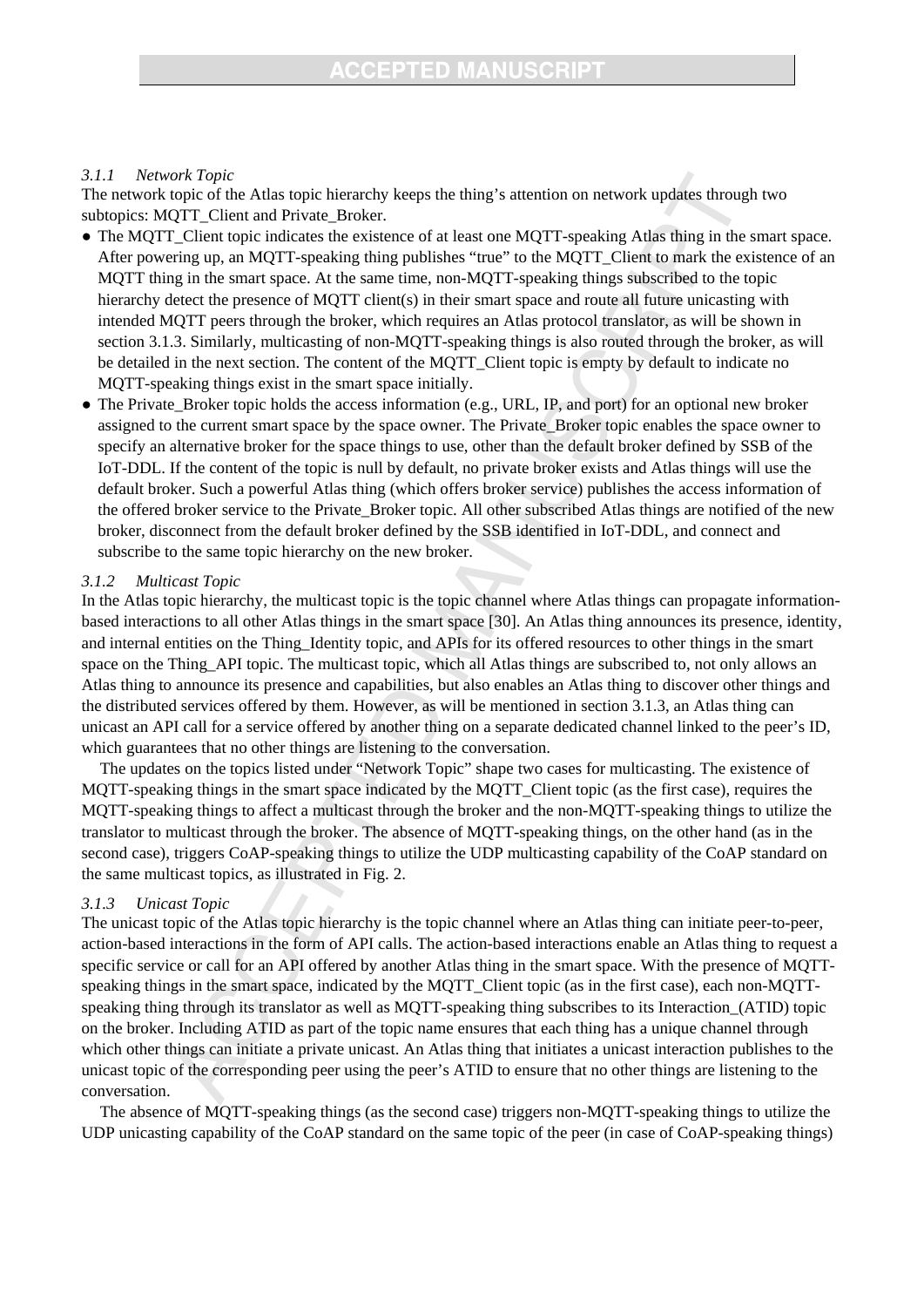### 3.1.1 Network Topic

The network topic of the Atlas topic hierarchy keeps the thing's attention on network updates through two subtopics: MQTT_Client and Private_Broker.

- The MQTT_Client topic indicates the existence of at least one MQTT-speaking Atlas thing in the smart space. After powering up, an MQTT-speaking thing publishes "true" to the MQTT_Client to mark the existence of an MQTT thing in the smart space. At the same time, non-MQTT-speaking things subscribed to the topic hierarchy detect the presence of MQTT client(s) in their smart space and route all future unicasting with intended MQTT peers through the broker, which requires an Atlas protocol translator, as will be shown in section 3.1.3. Similarly, multicasting of non-MQTT-speaking things is also routed through the broker, as will be detailed in the next section. The content of the MQTT_Client topic is empty by default to indicate no MQTT-speaking things exist in the smart space initially.
- The Private_Broker topic holds the access information (e.g., URL, IP, and port) for an optional new broker assigned to the current smart space by the space owner. The Private_Broker topic enables the space owner to specify an alternative broker for the space things to use, other than the default broker defined by SSB of the IoT-DDL. If the content of the topic is null by default, no private broker exists and Atlas things will use the default broker. Such a powerful Atlas thing (which offers broker service) publishes the access information of the offered broker service to the Private_Broker topic. All other subscribed Atlas things are notified of the new broker, disconnect from the default broker defined by the SSB identified in IoT-DDL, and connect and subscribe to the same topic hierarchy on the new broker.

### 3.1.2 Multicast Topic

In the Atlas topic hierarchy, the multicast topic is the topic channel where Atlas things can propagate information-based interactions to all other Atlas things in the smart space [30]. An Atlas thing announces its presence, identity, and internal entities on the Thing_Identity topic, and APIs for its offered resources to other things in the smart space on the Thing_API topic. The multicast topic, which all Atlas things are subscribed to, not only allows an Atlas thing to announce its presence and capabilities, but also enables an Atlas thing to discover other things and the distributed services offered by them. However, as will be mentioned in section 3.1.3, an Atlas thing can unicast an API call for a service offered by another thing on a separate dedicated channel linked to the peer's ID, which guarantees that no other things are listening to the conversation.

The updates on the topics listed under "Network Topic" shape two cases for multicasting. The existence of MQTT-speaking things in the smart space indicated by the MQTT_Client topic (as the first case), requires the MQTT-speaking things to affect a multicast through the broker and the non-MQTT-speaking things to utilize the translator to multicast through the broker. The absence of MQTT-speaking things, on the other hand (as in the second case), triggers CoAP-speaking things to utilize the UDP multicasting capability of the CoAP standard on the same multicast topics, as illustrated in Fig. 2.

### 3.1.3 Unicast Topic

The unicast topic of the Atlas topic hierarchy is the topic channel where an Atlas thing can initiate peer-to-peer, action-based interactions in the form of API calls. The action-based interactions enable an Atlas thing to request a specific service or call for an API offered by another Atlas thing in the smart space. With the presence of MQTT-speaking things in the smart space, indicated by the MQTT_Client topic (as in the first case), each non-MQTT-speaking thing through its translator as well as MQTT-speaking thing subscribes to its Interaction_(ATID) topic on the broker. Including ATID as part of the topic name ensures that each thing has a unique channel through which other things can initiate a private unicast. An Atlas thing that initiates a unicast interaction publishes to the unicast topic of the corresponding peer using the peer's ATID to ensure that no other things are listening to the conversation.

The absence of MQTT-speaking things (as the second case) triggers non-MQTT-speaking things to utilize the UDP unicasting capability of the CoAP standard on the same topic of the peer (in case of CoAP-speaking things)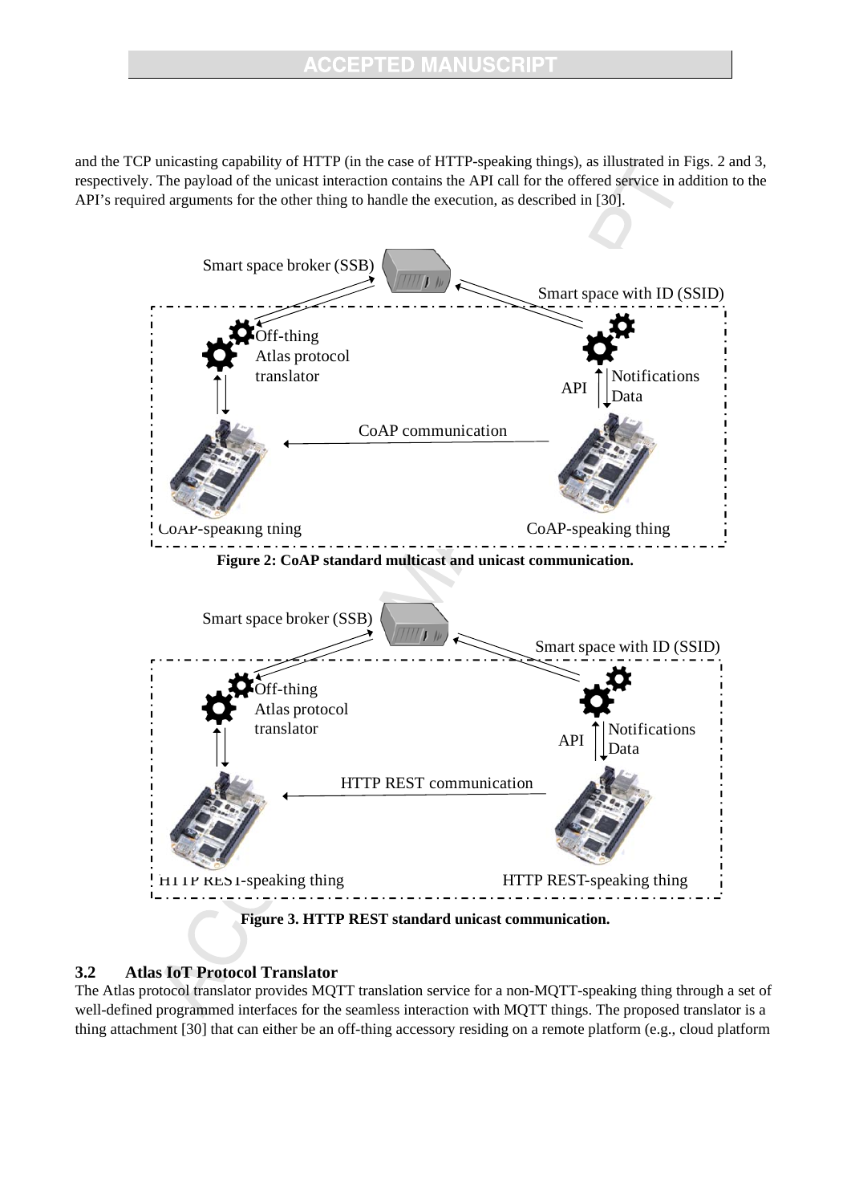and the TCP unicasting capability of HTTP (in the case of HTTP-speaking things), as illustrated in Figs. 2 and 3, respectively. The payload of the unicast interaction contains the API call for the offered service in addition to the API's required arguments for the other thing to handle the execution, as described in [30].

**Figure 2: CoAP standard multicast and unicast communication.**

**Figure 3. HTTP REST standard unicast communication.**

### 3.2 Atlas IoT Protocol Translator

The Atlas protocol translator provides MQTT translation service for a non-MQTT-speaking thing through a set of well-defined programmed interfaces for the seamless interaction with MQTT things. The proposed translator is a thing attachment [30] that can either be an off-thing accessory residing on a remote platform (e.g., cloud platform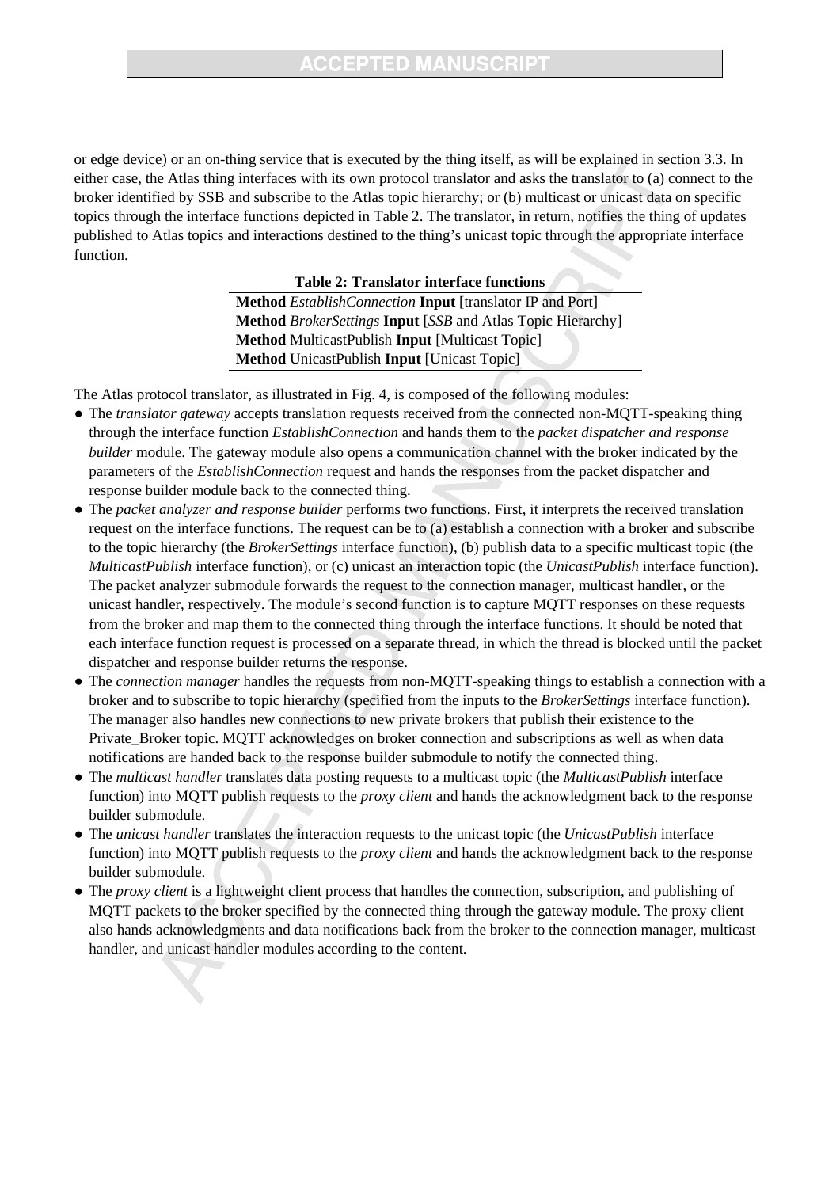or edge device) or an on-thing service that is executed by the thing itself, as will be explained in section 3.3. In either case, the Atlas thing interfaces with its own protocol translator and asks the translator to (a) connect to the broker identified by SSB and subscribe to the Atlas topic hierarchy; or (b) multicast or unicast data on specific topics through the interface functions depicted in Table 2. The translator, in return, notifies the thing of updates published to Atlas topics and interactions destined to the thing's unicast topic through the appropriate interface function.

**Table 2: Translator interface functions**

| |
|---|
| **Method** *EstablishConnection* **Input** [translator IP and Port] |
| **Method** *BrokerSettings* **Input** [*SSB* and Atlas Topic Hierarchy] |
| **Method** MulticastPublish **Input** [Multicast Topic] |
| **Method** UnicastPublish **Input** [Unicast Topic] |

The Atlas protocol translator, as illustrated in Fig. 4, is composed of the following modules:

- The *translator gateway* accepts translation requests received from the connected non-MQTT-speaking thing through the interface function *EstablishConnection* and hands them to the *packet dispatcher and response builder* module. The gateway module also opens a communication channel with the broker indicated by the parameters of the *EstablishConnection* request and hands the responses from the packet dispatcher and response builder module back to the connected thing.
- The *packet analyzer and response builder* performs two functions. First, it interprets the received translation request on the interface functions. The request can be to (a) establish a connection with a broker and subscribe to the topic hierarchy (the *BrokerSettings* interface function), (b) publish data to a specific multicast topic (the *MulticastPublish* interface function), or (c) unicast an interaction topic (the *UnicastPublish* interface function). The packet analyzer submodule forwards the request to the connection manager, multicast handler, or the unicast handler, respectively. The module's second function is to capture MQTT responses on these requests from the broker and map them to the connected thing through the interface functions. It should be noted that each interface function request is processed on a separate thread, in which the thread is blocked until the packet dispatcher and response builder returns the response.
- The *connection manager* handles the requests from non-MQTT-speaking things to establish a connection with a broker and to subscribe to topic hierarchy (specified from the inputs to the *BrokerSettings* interface function). The manager also handles new connections to new private brokers that publish their existence to the Private_Broker topic. MQTT acknowledges on broker connection and subscriptions as well as when data notifications are handed back to the response builder submodule to notify the connected thing.
- The *multicast handler* translates data posting requests to a multicast topic (the *MulticastPublish* interface function) into MQTT publish requests to the *proxy client* and hands the acknowledgment back to the response builder submodule.
- The *unicast handler* translates the interaction requests to the unicast topic (the *UnicastPublish* interface function) into MQTT publish requests to the *proxy client* and hands the acknowledgment back to the response builder submodule.
- The *proxy client* is a lightweight client process that handles the connection, subscription, and publishing of MQTT packets to the broker specified by the connected thing through the gateway module. The proxy client also hands acknowledgments and data notifications back from the broker to the connection manager, multicast handler, and unicast handler modules according to the content.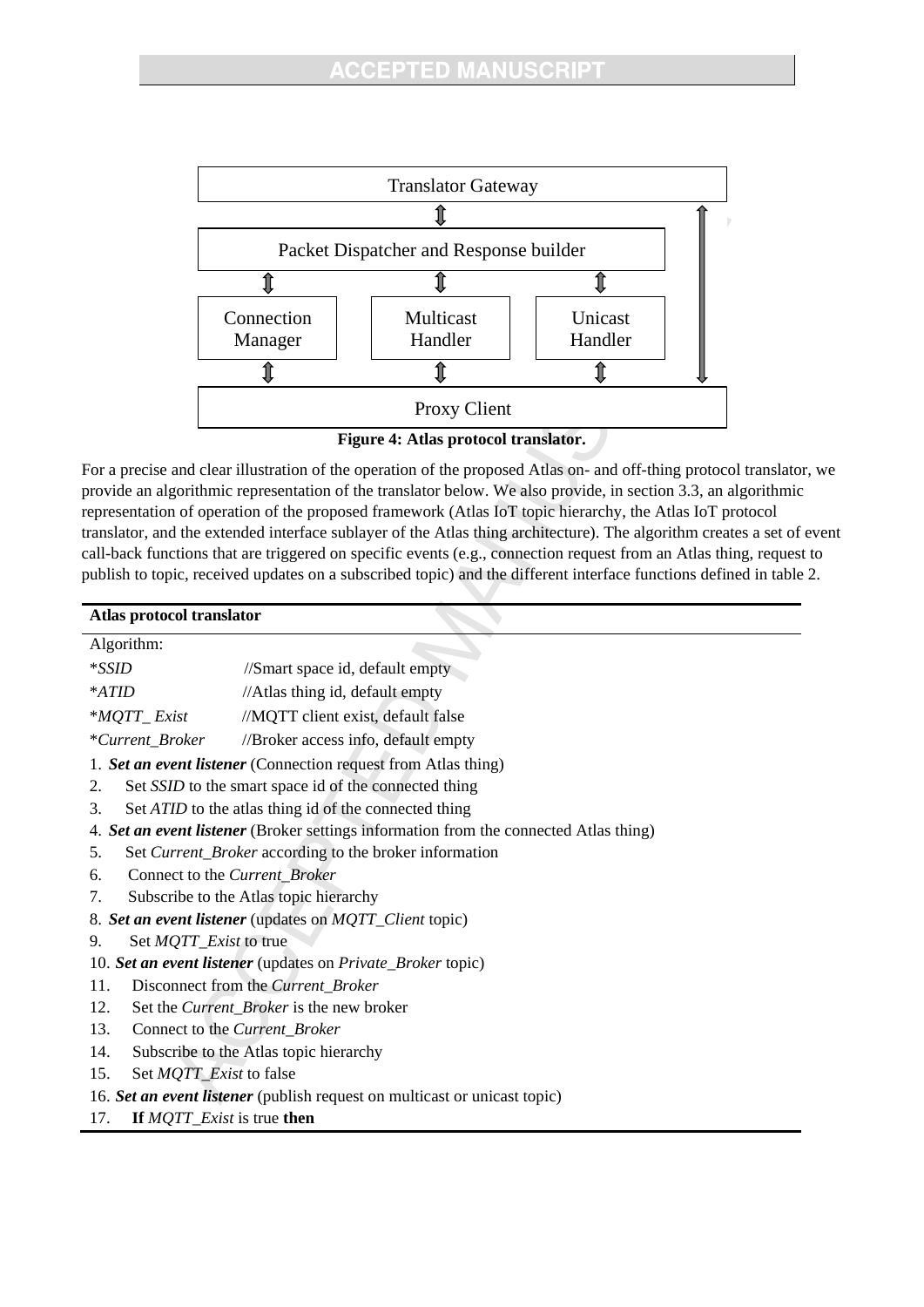Translator Gateway

Packet Dispatcher and Response builder

Connection Manager | Multicast Handler | Unicast Handler

Proxy Client

**Figure 4: Atlas protocol translator.**

For a precise and clear illustration of the operation of the proposed Atlas on- and off-thing protocol translator, we provide an algorithmic representation of the translator below. We also provide, in section 3.3, an algorithmic representation of operation of the proposed framework (Atlas IoT topic hierarchy, the Atlas IoT protocol translator, and the extended interface sublayer of the Atlas thing architecture). The algorithm creates a set of event call-back functions that are triggered on specific events (e.g., connection request from an Atlas thing, request to publish to topic, received updates on a subscribed topic) and the different interface functions defined in table 2.

**Atlas protocol translator**

Algorithm:

*\*SSID* //Smart space id, default empty

*\*ATID* //Atlas thing id, default empty

*\*MQTT_ Exist* //MQTT client exist, default false

*\*Current_Broker* //Broker access info, default empty

1. ***Set an event listener*** (Connection request from Atlas thing)
2. Set *SSID* to the smart space id of the connected thing
3. Set *ATID* to the atlas thing id of the connected thing
4. ***Set an event listener*** (Broker settings information from the connected Atlas thing)
5. Set *Current_Broker* according to the broker information
6. Connect to the *Current_Broker*
7. Subscribe to the Atlas topic hierarchy
8. ***Set an event listener*** (updates on *MQTT_Client* topic)
9. Set *MQTT_Exist* to true
10. ***Set an event listener*** (updates on *Private_Broker* topic)
11. Disconnect from the *Current_Broker*
12. Set the *Current_Broker* is the new broker
13. Connect to the *Current_Broker*
14. Subscribe to the Atlas topic hierarchy
15. Set *MQTT_Exist* to false
16. ***Set an event listener*** (publish request on multicast or unicast topic)
17. **If** *MQTT_Exist* is true **then**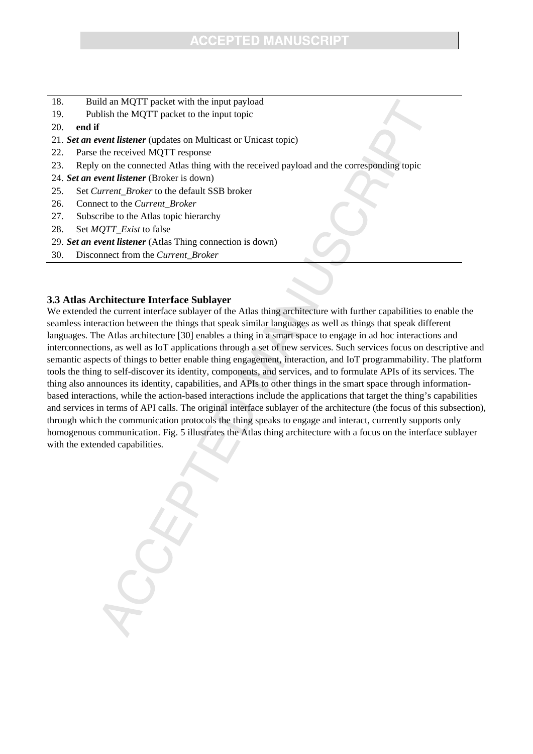18. Build an MQTT packet with the input payload
19. Publish the MQTT packet to the input topic
20. **end if**
21. ***Set an event listener*** (updates on Multicast or Unicast topic)
22. Parse the received MQTT response
23. Reply on the connected Atlas thing with the received payload and the corresponding topic
24. ***Set an event listener*** (Broker is down)
25. Set *Current_Broker* to the default SSB broker
26. Connect to the *Current_Broker*
27. Subscribe to the Atlas topic hierarchy
28. Set *MQTT_Exist* to false
29. ***Set an event listener*** (Atlas Thing connection is down)
30. Disconnect from the *Current_Broker*

### 3.3 Atlas Architecture Interface Sublayer

We extended the current interface sublayer of the Atlas thing architecture with further capabilities to enable the seamless interaction between the things that speak similar languages as well as things that speak different languages. The Atlas architecture [30] enables a thing in a smart space to engage in ad hoc interactions and interconnections, as well as IoT applications through a set of new services. Such services focus on descriptive and semantic aspects of things to better enable thing engagement, interaction, and IoT programmability. The platform tools the thing to self-discover its identity, components, and services, and to formulate APIs of its services. The thing also announces its identity, capabilities, and APIs to other things in the smart space through information-based interactions, while the action-based interactions include the applications that target the thing's capabilities and services in terms of API calls. The original interface sublayer of the architecture (the focus of this subsection), through which the communication protocols the thing speaks to engage and interact, currently supports only homogenous communication. Fig. 5 illustrates the Atlas thing architecture with a focus on the interface sublayer with the extended capabilities.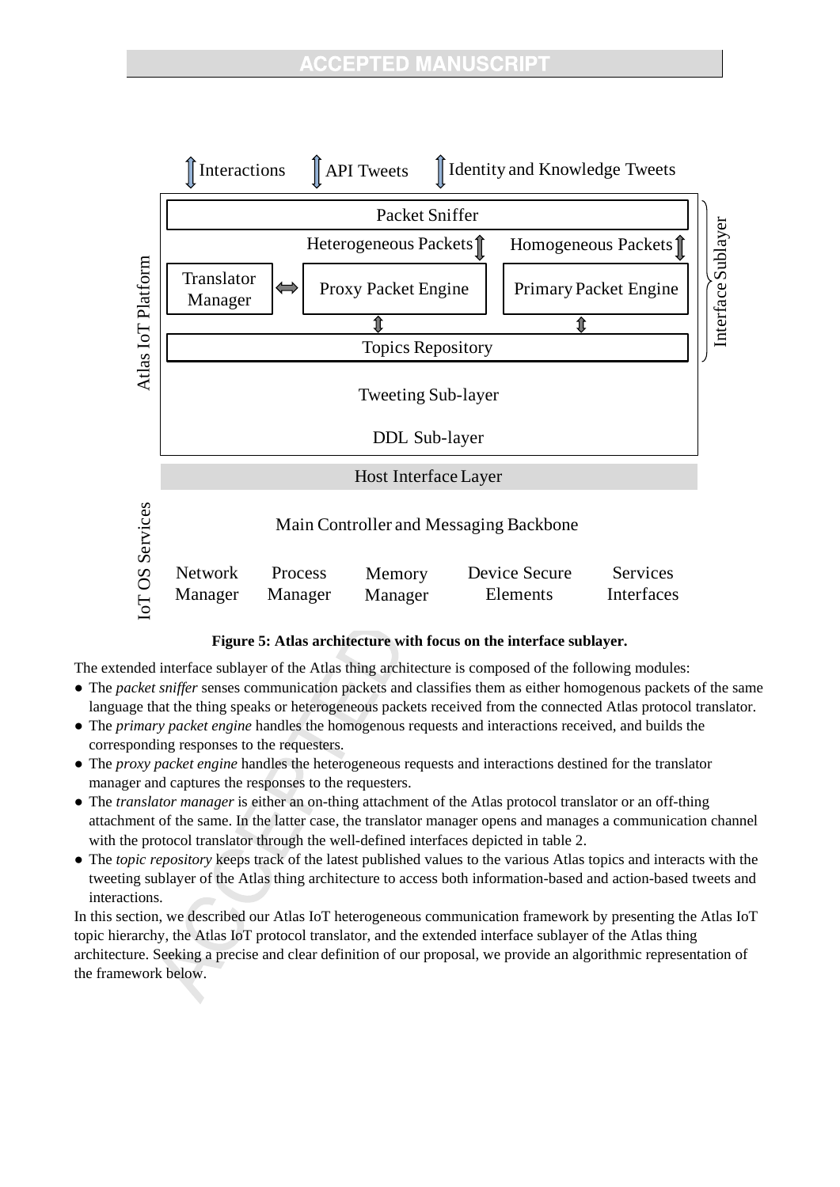Figure 5: Atlas architecture with focus on the interface sublayer.

The extended interface sublayer of the Atlas thing architecture is composed of the following modules:

- The *packet sniffer* senses communication packets and classifies them as either homogenous packets of the same language that the thing speaks or heterogeneous packets received from the connected Atlas protocol translator.
- The *primary packet engine* handles the homogenous requests and interactions received, and builds the corresponding responses to the requesters.
- The *proxy packet engine* handles the heterogeneous requests and interactions destined for the translator manager and captures the responses to the requesters.
- The *translator manager* is either an on-thing attachment of the Atlas protocol translator or an off-thing attachment of the same. In the latter case, the translator manager opens and manages a communication channel with the protocol translator through the well-defined interfaces depicted in table 2.
- The *topic repository* keeps track of the latest published values to the various Atlas topics and interacts with the tweeting sublayer of the Atlas thing architecture to access both information-based and action-based tweets and interactions.

In this section, we described our Atlas IoT heterogeneous communication framework by presenting the Atlas IoT topic hierarchy, the Atlas IoT protocol translator, and the extended interface sublayer of the Atlas thing architecture. Seeking a precise and clear definition of our proposal, we provide an algorithmic representation of the framework below.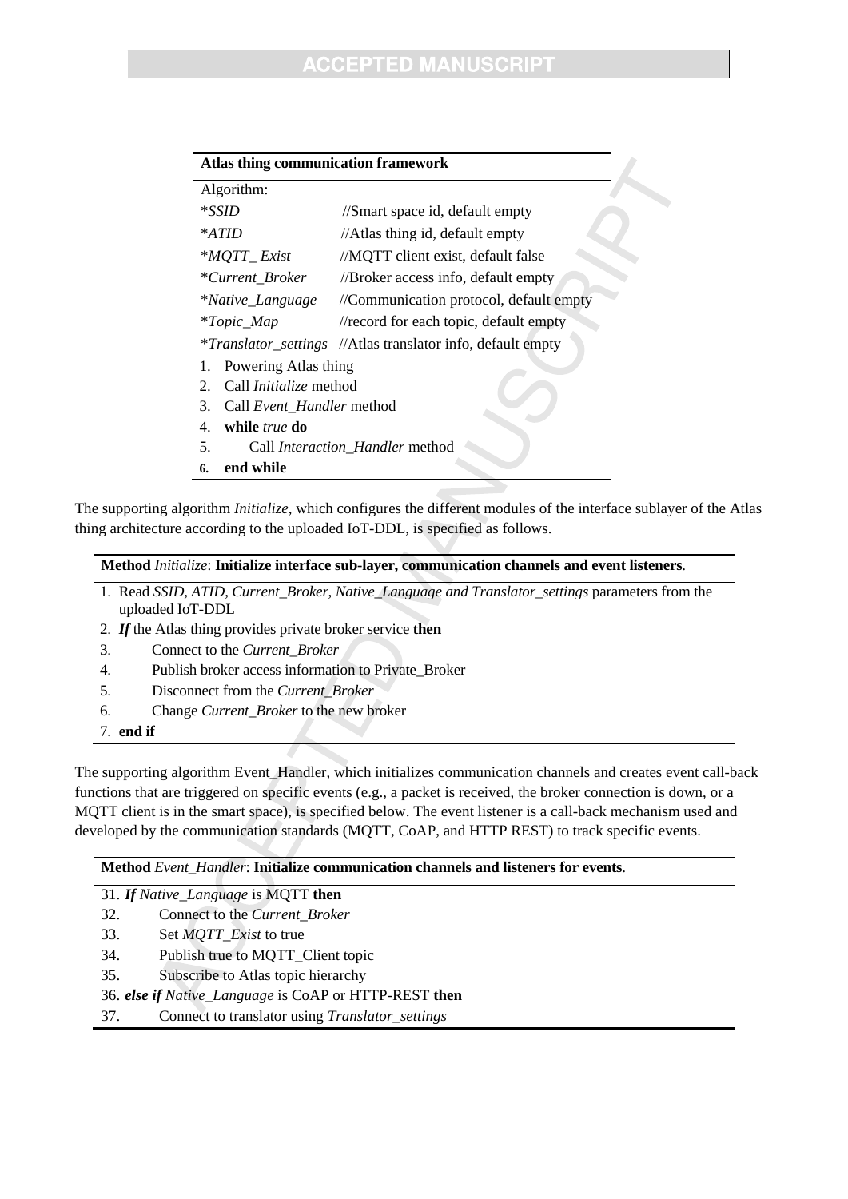**Atlas thing communication framework**

Algorithm:

| | |
|---|---|
| **SSID* | //Smart space id, default empty |
| **ATID* | //Atlas thing id, default empty |
| **MQTT_ Exist* | //MQTT client exist, default false |
| **Current_Broker* | //Broker access info, default empty |
| **Native_Language* | //Communication protocol, default empty |
| **Topic_Map* | //record for each topic, default empty |
| **Translator_settings* | //Atlas translator info, default empty |

1. Powering Atlas thing
2. Call *Initialize* method
3. Call *Event_Handler* method
4. **while** *true* **do**
5. Call *Interaction_Handler* method
6. **end while**

The supporting algorithm *Initialize*, which configures the different modules of the interface sublayer of the Atlas thing architecture according to the uploaded IoT-DDL, is specified as follows.

**Method** *Initialize*: **Initialize interface sub-layer, communication channels and event listeners**.

1. Read *SSID, ATID, Current_Broker, Native_Language and Translator_settings* parameters from the uploaded IoT-DDL
2. ***If*** the Atlas thing provides private broker service **then**
3. Connect to the *Current_Broker*
4. Publish broker access information to Private_Broker
5. Disconnect from the *Current_Broker*
6. Change *Current_Broker* to the new broker
7. **end if**

The supporting algorithm Event_Handler, which initializes communication channels and creates event call-back functions that are triggered on specific events (e.g., a packet is received, the broker connection is down, or a MQTT client is in the smart space), is specified below. The event listener is a call-back mechanism used and developed by the communication standards (MQTT, CoAP, and HTTP REST) to track specific events.

**Method** *Event_Handler*: **Initialize communication channels and listeners for events**.

31. ***If*** *Native_Language* is MQTT **then**
32. Connect to the *Current_Broker*
33. Set *MQTT_Exist* to true
34. Publish true to MQTT_Client topic
35. Subscribe to Atlas topic hierarchy
36. ***else if*** *Native_Language* is CoAP or HTTP-REST **then**
37. Connect to translator using *Translator_settings*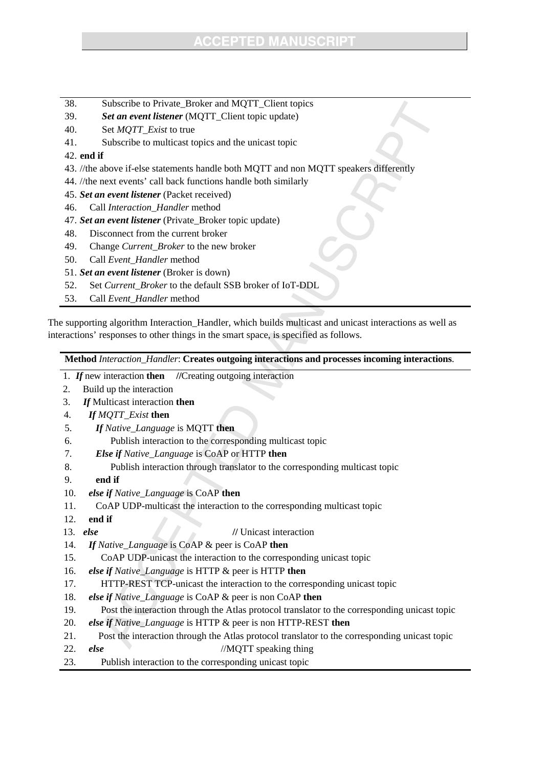```
38.       Subscribe to Private_Broker and MQTT_Client topics
39.       Set an event listener (MQTT_Client topic update)
40.       Set MQTT_Exist to true
41.       Subscribe to multicast topics and the unicast topic
42. end if
43. //the above if-else statements handle both MQTT and non MQTT speakers differently
44. //the next events' call back functions handle both similarly
45. Set an event listener (Packet received)
46.    Call Interaction_Handler method
47. Set an event listener (Private_Broker topic update)
48.    Disconnect from the current broker
49.    Change Current_Broker to the new broker
50.    Call Event_Handler method
51. Set an event listener (Broker is down)
52.    Set Current_Broker to the default SSB broker of IoT-DDL
53.    Call Event_Handler method
```

The supporting algorithm Interaction_Handler, which builds multicast and unicast interactions as well as interactions' responses to other things in the smart space, is specified as follows.

**Method** *Interaction_Handler*: **Creates outgoing interactions and processes incoming interactions**.

```
1.  If new interaction then     //Creating outgoing interaction
2.    Build up the interaction
3.    If Multicast interaction then
4.      If MQTT_Exist then
5.        If Native_Language is MQTT then
6.            Publish interaction to the corresponding multicast topic
7.        Else if Native_Language is CoAP or HTTP then
8.            Publish interaction through translator to the corresponding multicast topic
9.        end if
10.     else if Native_Language is CoAP then
11.       CoAP UDP-multicast the interaction to the corresponding multicast topic
12.     end if
13.   else                                  // Unicast interaction
14.     If Native_Language is CoAP & peer is CoAP then
15.        CoAP UDP-unicast the interaction to the corresponding unicast topic
16.     else if Native_Language is HTTP & peer is HTTP then
17.        HTTP-REST TCP-unicast the interaction to the corresponding unicast topic
18.     else if Native_Language is CoAP & peer is non CoAP then
19.        Post the interaction through the Atlas protocol translator to the corresponding unicast topic
20.     else if Native_Language is HTTP & peer is non HTTP-REST then
21.       Post the interaction through the Atlas protocol translator to the corresponding unicast topic
22.     else                              //MQTT speaking thing
23.        Publish interaction to the corresponding unicast topic
```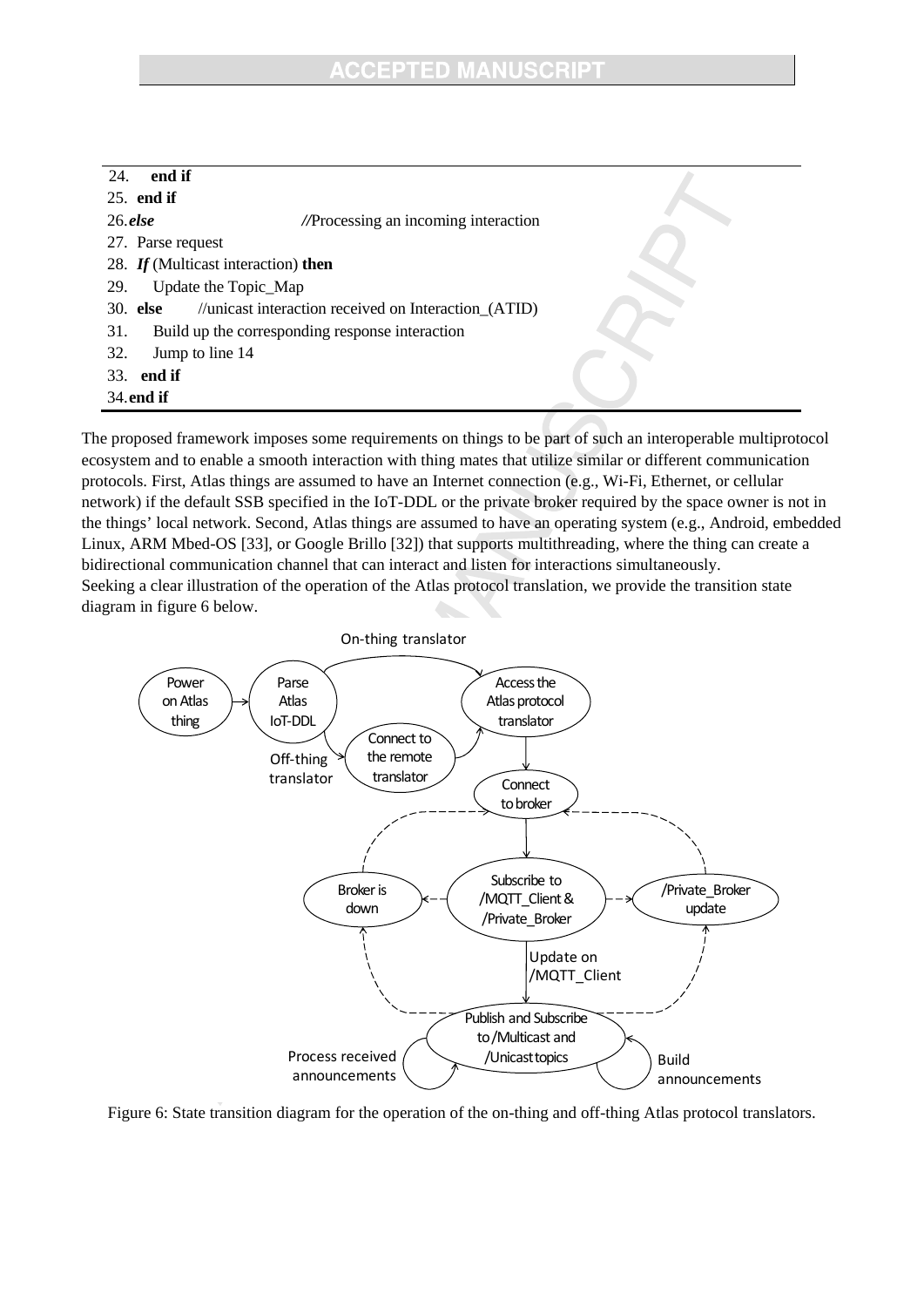```
24.     end if
25.  end if
26. else                    //Processing an incoming interaction
27.  Parse request
28.  If (Multicast interaction) then
29.      Update the Topic_Map
30.  else        //unicast interaction received on Interaction_(ATID)
31.      Build up the corresponding response interaction
32.      Jump to line 14
33.   end if
34. end if
```

The proposed framework imposes some requirements on things to be part of such an interoperable multiprotocol ecosystem and to enable a smooth interaction with thing mates that utilize similar or different communication protocols. First, Atlas things are assumed to have an Internet connection (e.g., Wi-Fi, Ethernet, or cellular network) if the default SSB specified in the IoT-DDL or the private broker required by the space owner is not in the things' local network. Second, Atlas things are assumed to have an operating system (e.g., Android, embedded Linux, ARM Mbed-OS [33], or Google Brillo [32]) that supports multithreading, where the thing can create a bidirectional communication channel that can interact and listen for interactions simultaneously.

Seeking a clear illustration of the operation of the Atlas protocol translation, we provide the transition state diagram in figure 6 below.

Figure 6: State transition diagram for the operation of the on-thing and off-thing Atlas protocol translators.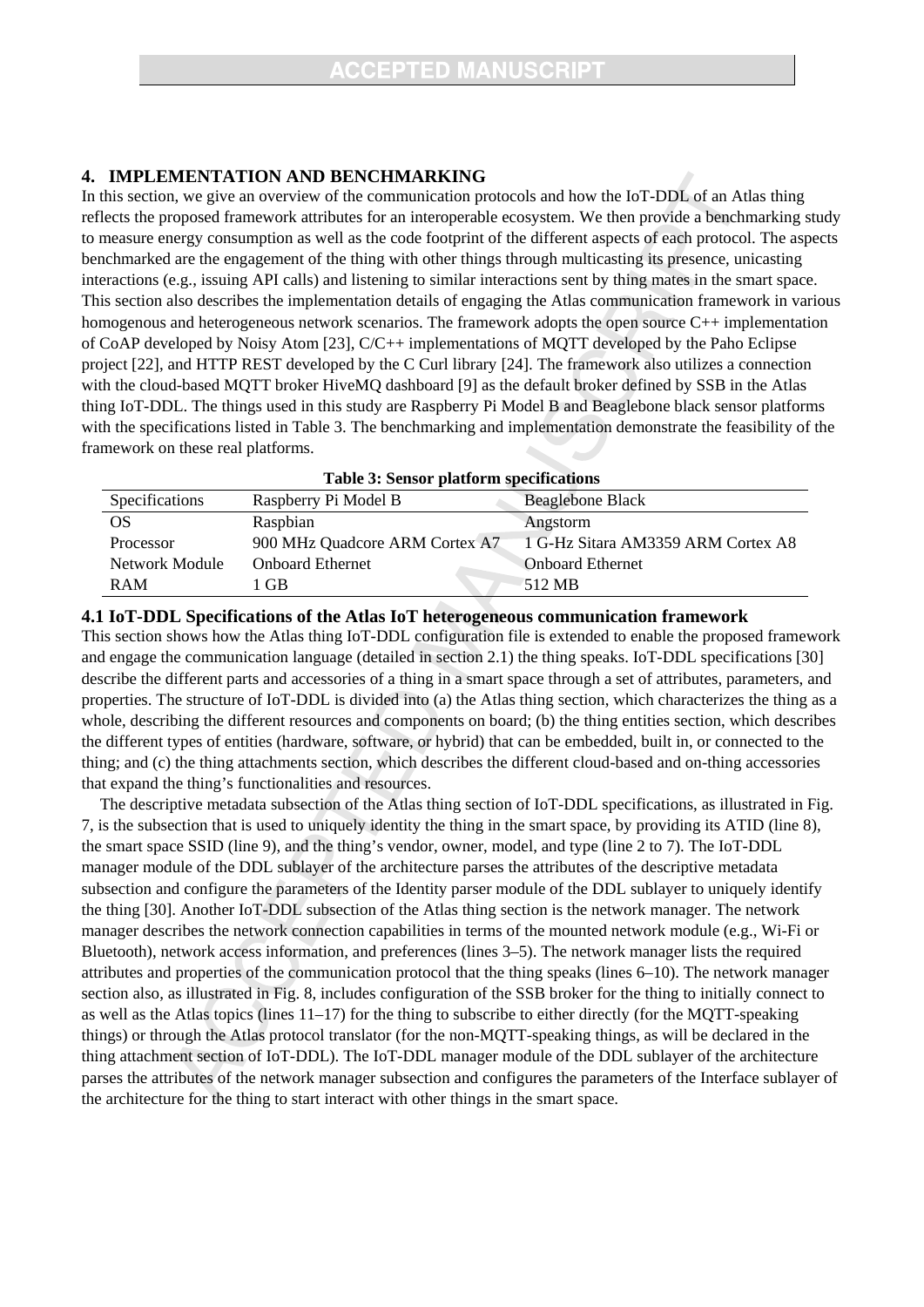## 4. IMPLEMENTATION AND BENCHMARKING

In this section, we give an overview of the communication protocols and how the IoT-DDL of an Atlas thing reflects the proposed framework attributes for an interoperable ecosystem. We then provide a benchmarking study to measure energy consumption as well as the code footprint of the different aspects of each protocol. The aspects benchmarked are the engagement of the thing with other things through multicasting its presence, unicasting interactions (e.g., issuing API calls) and listening to similar interactions sent by thing mates in the smart space. This section also describes the implementation details of engaging the Atlas communication framework in various homogenous and heterogeneous network scenarios. The framework adopts the open source C++ implementation of CoAP developed by Noisy Atom [23], C/C++ implementations of MQTT developed by the Paho Eclipse project [22], and HTTP REST developed by the C Curl library [24]. The framework also utilizes a connection with the cloud-based MQTT broker HiveMQ dashboard [9] as the default broker defined by SSB in the Atlas thing IoT-DDL. The things used in this study are Raspberry Pi Model B and Beaglebone black sensor platforms with the specifications listed in Table 3. The benchmarking and implementation demonstrate the feasibility of the framework on these real platforms.

**Table 3: Sensor platform specifications**

| Specifications | Raspberry Pi Model B | Beaglebone Black |
|---|---|---|
| OS | Raspbian | Angstorm |
| Processor | 900 MHz Quadcore ARM Cortex A7 | 1 G-Hz Sitara AM3359 ARM Cortex A8 |
| Network Module | Onboard Ethernet | Onboard Ethernet |
| RAM | 1 GB | 512 MB |

### 4.1 IoT-DDL Specifications of the Atlas IoT heterogeneous communication framework

This section shows how the Atlas thing IoT-DDL configuration file is extended to enable the proposed framework and engage the communication language (detailed in section 2.1) the thing speaks. IoT-DDL specifications [30] describe the different parts and accessories of a thing in a smart space through a set of attributes, parameters, and properties. The structure of IoT-DDL is divided into (a) the Atlas thing section, which characterizes the thing as a whole, describing the different resources and components on board; (b) the thing entities section, which describes the different types of entities (hardware, software, or hybrid) that can be embedded, built in, or connected to the thing; and (c) the thing attachments section, which describes the different cloud-based and on-thing accessories that expand the thing's functionalities and resources.

The descriptive metadata subsection of the Atlas thing section of IoT-DDL specifications, as illustrated in Fig. 7, is the subsection that is used to uniquely identity the thing in the smart space, by providing its ATID (line 8), the smart space SSID (line 9), and the thing's vendor, owner, model, and type (line 2 to 7). The IoT-DDL manager module of the DDL sublayer of the architecture parses the attributes of the descriptive metadata subsection and configure the parameters of the Identity parser module of the DDL sublayer to uniquely identify the thing [30]. Another IoT-DDL subsection of the Atlas thing section is the network manager. The network manager describes the network connection capabilities in terms of the mounted network module (e.g., Wi-Fi or Bluetooth), network access information, and preferences (lines 3–5). The network manager lists the required attributes and properties of the communication protocol that the thing speaks (lines 6–10). The network manager section also, as illustrated in Fig. 8, includes configuration of the SSB broker for the thing to initially connect to as well as the Atlas topics (lines 11–17) for the thing to subscribe to either directly (for the MQTT-speaking things) or through the Atlas protocol translator (for the non-MQTT-speaking things, as will be declared in the thing attachment section of IoT-DDL). The IoT-DDL manager module of the DDL sublayer of the architecture parses the attributes of the network manager subsection and configures the parameters of the Interface sublayer of the architecture for the thing to start interact with other things in the smart space.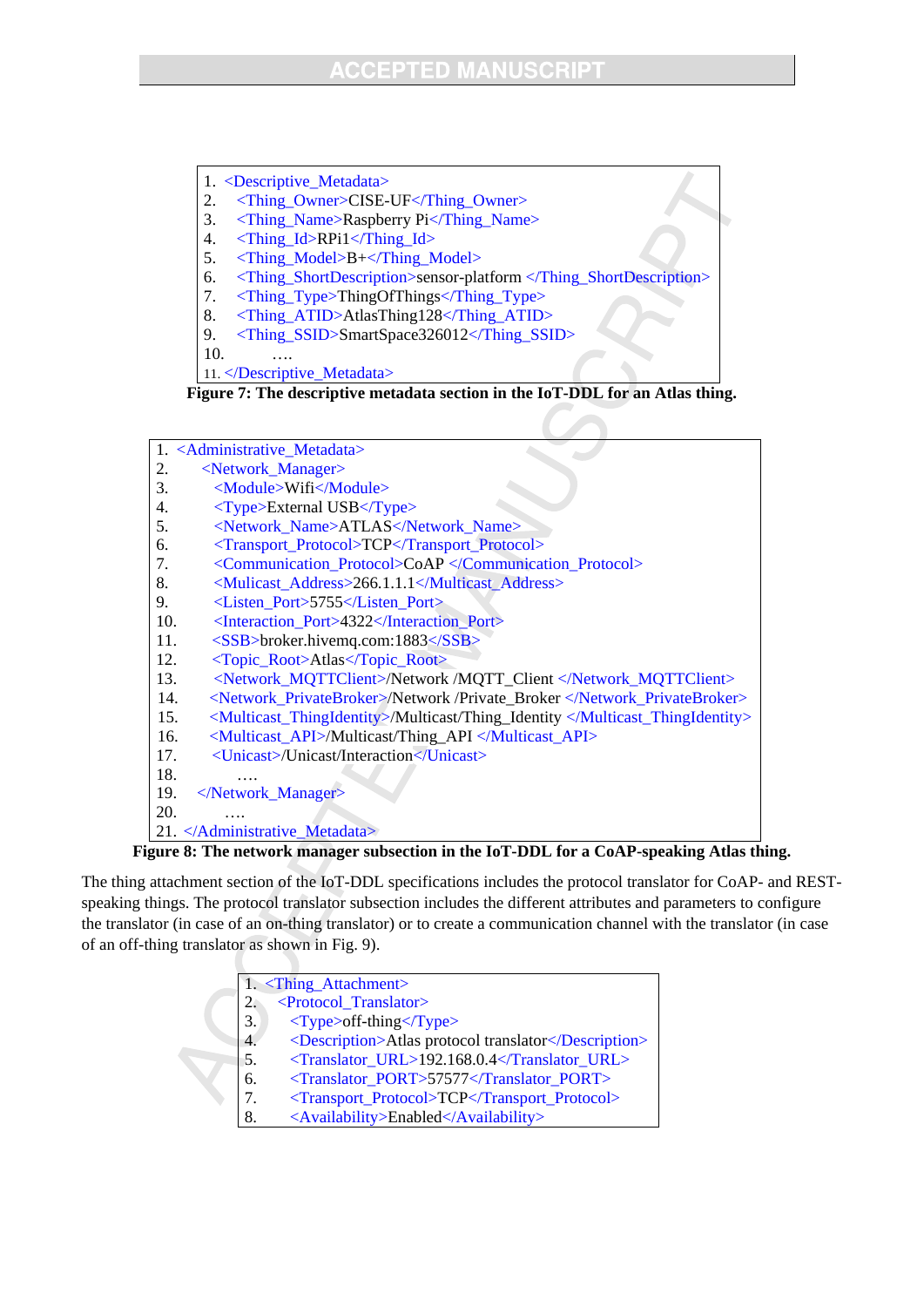```
1. <Descriptive_Metadata>
2.   <Thing_Owner>CISE-UF</Thing_Owner>
3.   <Thing_Name>Raspberry Pi</Thing_Name>
4.   <Thing_Id>RPi1</Thing_Id>
5.   <Thing_Model>B+</Thing_Model>
6.   <Thing_ShortDescription>sensor-platform </Thing_ShortDescription>
7.   <Thing_Type>ThingOfThings</Thing_Type>
8.   <Thing_ATID>AtlasThing128</Thing_ATID>
9.   <Thing_SSID>SmartSpace326012</Thing_SSID>
10.      ….
11. </Descriptive_Metadata>
```

**Figure 7: The descriptive metadata section in the IoT-DDL for an Atlas thing.**

```
1.  <Administrative_Metadata>
2.      <Network_Manager>
3.        <Module>Wifi</Module>
4.        <Type>External USB</Type>
5.        <Network_Name>ATLAS</Network_Name>
6.        <Transport_Protocol>TCP</Transport_Protocol>
7.        <Communication_Protocol>CoAP </Communication_Protocol>
8.        <Mulicast_Address>266.1.1.1</Multicast_Address>
9.        <Listen_Port>5755</Listen_Port>
10.       <Interaction_Port>4322</Interaction_Port>
11.       <SSB>broker.hivemq.com:1883</SSB>
12.       <Topic_Root>Atlas</Topic_Root>
13.       <Network_MQTTClient>/Network /MQTT_Client </Network_MQTTClient>
14.       <Network_PrivateBroker>/Network /Private_Broker </Network_PrivateBroker>
15.       <Multicast_ThingIdentity>/Multicast/Thing_Identity </Multicast_ThingIdentity>
16.       <Multicast_API>/Multicast/Thing_API </Multicast_API>
17.       <Unicast>/Unicast/Interaction</Unicast>
18.         ….
19.     </Network_Manager>
20.       ….
21. </Administrative_Metadata>
```

**Figure 8: The network manager subsection in the IoT-DDL for a CoAP-speaking Atlas thing.**

The thing attachment section of the IoT-DDL specifications includes the protocol translator for CoAP- and REST-speaking things. The protocol translator subsection includes the different attributes and parameters to configure the translator (in case of an on-thing translator) or to create a communication channel with the translator (in case of an off-thing translator as shown in Fig. 9).

```
1. <Thing_Attachment>
2.   <Protocol_Translator>
3.     <Type>off-thing</Type>
4.     <Description>Atlas protocol translator</Description>
5.     <Translator_URL>192.168.0.4</Translator_URL>
6.     <Translator_PORT>57577</Translator_PORT>
7.     <Transport_Protocol>TCP</Transport_Protocol>
8.     <Availability>Enabled</Availability>
```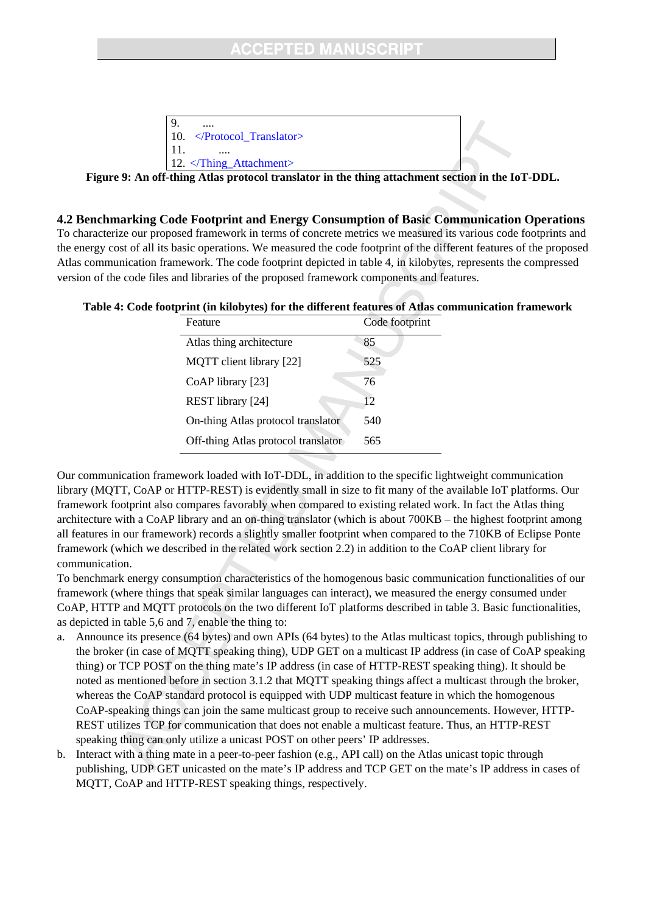```
9.      ....
10.   </Protocol_Translator>
11.         ....
12. </Thing_Attachment>
```

**Figure 9: An off-thing Atlas protocol translator in the thing attachment section in the IoT-DDL.**

### 4.2 Benchmarking Code Footprint and Energy Consumption of Basic Communication Operations

To characterize our proposed framework in terms of concrete metrics we measured its various code footprints and the energy cost of all its basic operations. We measured the code footprint of the different features of the proposed Atlas communication framework. The code footprint depicted in table 4, in kilobytes, represents the compressed version of the code files and libraries of the proposed framework components and features.

**Table 4: Code footprint (in kilobytes) for the different features of Atlas communication framework**

| Feature | Code footprint |
|---|---|
| Atlas thing architecture | 85 |
| MQTT client library [22] | 525 |
| CoAP library [23] | 76 |
| REST library [24] | 12 |
| On-thing Atlas protocol translator | 540 |
| Off-thing Atlas protocol translator | 565 |

Our communication framework loaded with IoT-DDL, in addition to the specific lightweight communication library (MQTT, CoAP or HTTP-REST) is evidently small in size to fit many of the available IoT platforms. Our framework footprint also compares favorably when compared to existing related work. In fact the Atlas thing architecture with a CoAP library and an on-thing translator (which is about 700KB – the highest footprint among all features in our framework) records a slightly smaller footprint when compared to the 710KB of Eclipse Ponte framework (which we described in the related work section 2.2) in addition to the CoAP client library for communication.

To benchmark energy consumption characteristics of the homogenous basic communication functionalities of our framework (where things that speak similar languages can interact), we measured the energy consumed under CoAP, HTTP and MQTT protocols on the two different IoT platforms described in table 3. Basic functionalities, as depicted in table 5,6 and 7, enable the thing to:

a. Announce its presence (64 bytes) and own APIs (64 bytes) to the Atlas multicast topics, through publishing to the broker (in case of MQTT speaking thing), UDP GET on a multicast IP address (in case of CoAP speaking thing) or TCP POST on the thing mate's IP address (in case of HTTP-REST speaking thing). It should be noted as mentioned before in section 3.1.2 that MQTT speaking things affect a multicast through the broker, whereas the CoAP standard protocol is equipped with UDP multicast feature in which the homogenous CoAP-speaking things can join the same multicast group to receive such announcements. However, HTTP-REST utilizes TCP for communication that does not enable a multicast feature. Thus, an HTTP-REST speaking thing can only utilize a unicast POST on other peers' IP addresses.
b. Interact with a thing mate in a peer-to-peer fashion (e.g., API call) on the Atlas unicast topic through publishing, UDP GET unicasted on the mate's IP address and TCP GET on the mate's IP address in cases of MQTT, CoAP and HTTP-REST speaking things, respectively.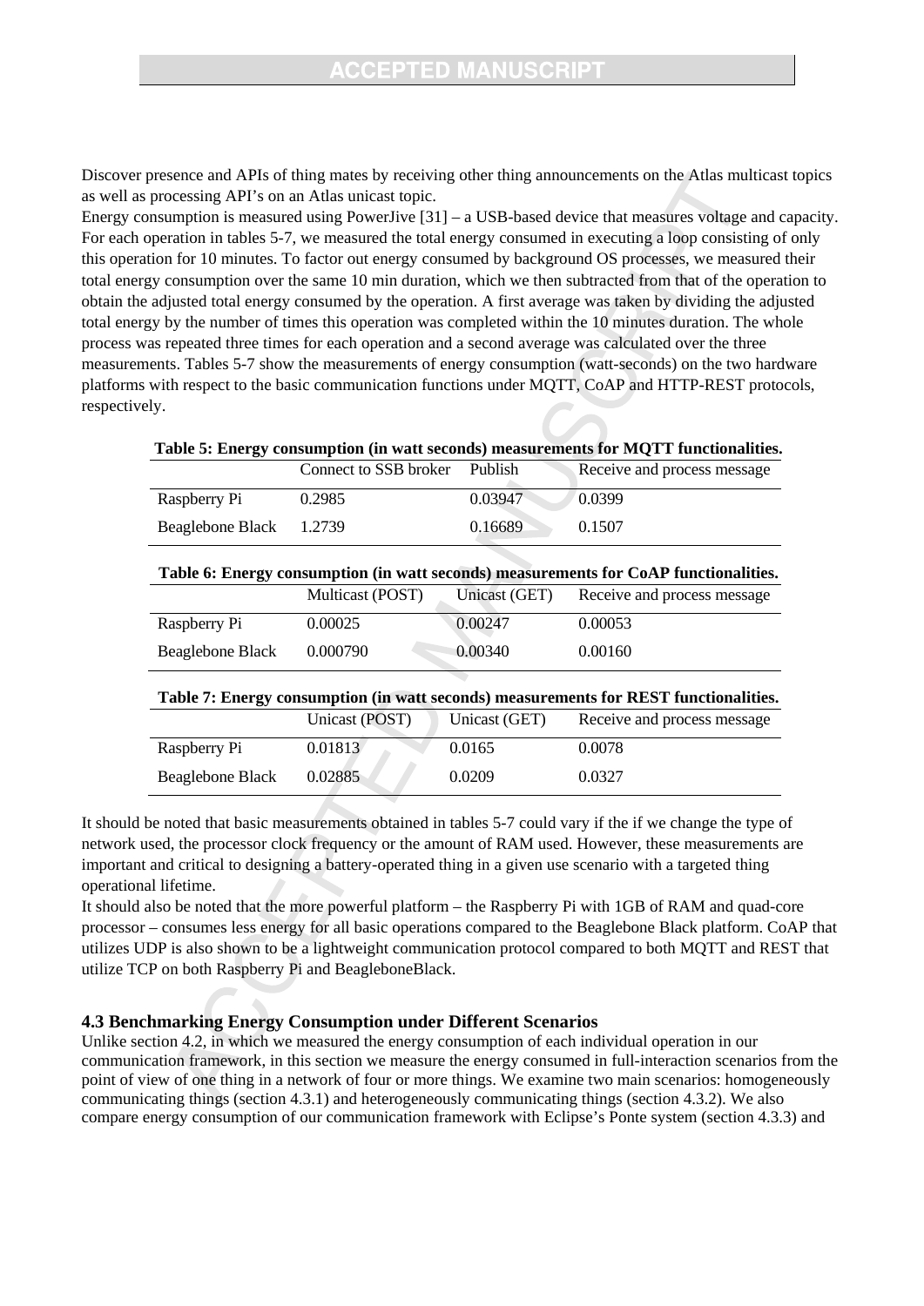Discover presence and APIs of thing mates by receiving other thing announcements on the Atlas multicast topics as well as processing API's on an Atlas unicast topic.

Energy consumption is measured using PowerJive [31] – a USB-based device that measures voltage and capacity. For each operation in tables 5-7, we measured the total energy consumed in executing a loop consisting of only this operation for 10 minutes. To factor out energy consumed by background OS processes, we measured their total energy consumption over the same 10 min duration, which we then subtracted from that of the operation to obtain the adjusted total energy consumed by the operation. A first average was taken by dividing the adjusted total energy by the number of times this operation was completed within the 10 minutes duration. The whole process was repeated three times for each operation and a second average was calculated over the three measurements. Tables 5-7 show the measurements of energy consumption (watt-seconds) on the two hardware platforms with respect to the basic communication functions under MQTT, CoAP and HTTP-REST protocols, respectively.

**Table 5: Energy consumption (in watt seconds) measurements for MQTT functionalities.**

| | Connect to SSB broker | Publish | Receive and process message |
|---|---|---|---|
| Raspberry Pi | 0.2985 | 0.03947 | 0.0399 |
| Beaglebone Black | 1.2739 | 0.16689 | 0.1507 |

**Table 6: Energy consumption (in watt seconds) measurements for CoAP functionalities.**

| | Multicast (POST) | Unicast (GET) | Receive and process message |
|---|---|---|---|
| Raspberry Pi | 0.00025 | 0.00247 | 0.00053 |
| Beaglebone Black | 0.000790 | 0.00340 | 0.00160 |

**Table 7: Energy consumption (in watt seconds) measurements for REST functionalities.**

| | Unicast (POST) | Unicast (GET) | Receive and process message |
|---|---|---|---|
| Raspberry Pi | 0.01813 | 0.0165 | 0.0078 |
| Beaglebone Black | 0.02885 | 0.0209 | 0.0327 |

It should be noted that basic measurements obtained in tables 5-7 could vary if the if we change the type of network used, the processor clock frequency or the amount of RAM used. However, these measurements are important and critical to designing a battery-operated thing in a given use scenario with a targeted thing operational lifetime.

It should also be noted that the more powerful platform – the Raspberry Pi with 1GB of RAM and quad-core processor – consumes less energy for all basic operations compared to the Beaglebone Black platform. CoAP that utilizes UDP is also shown to be a lightweight communication protocol compared to both MQTT and REST that utilize TCP on both Raspberry Pi and BeagleboneBlack.

### 4.3 Benchmarking Energy Consumption under Different Scenarios

Unlike section 4.2, in which we measured the energy consumption of each individual operation in our communication framework, in this section we measure the energy consumed in full-interaction scenarios from the point of view of one thing in a network of four or more things. We examine two main scenarios: homogeneously communicating things (section 4.3.1) and heterogeneously communicating things (section 4.3.2). We also compare energy consumption of our communication framework with Eclipse's Ponte system (section 4.3.3) and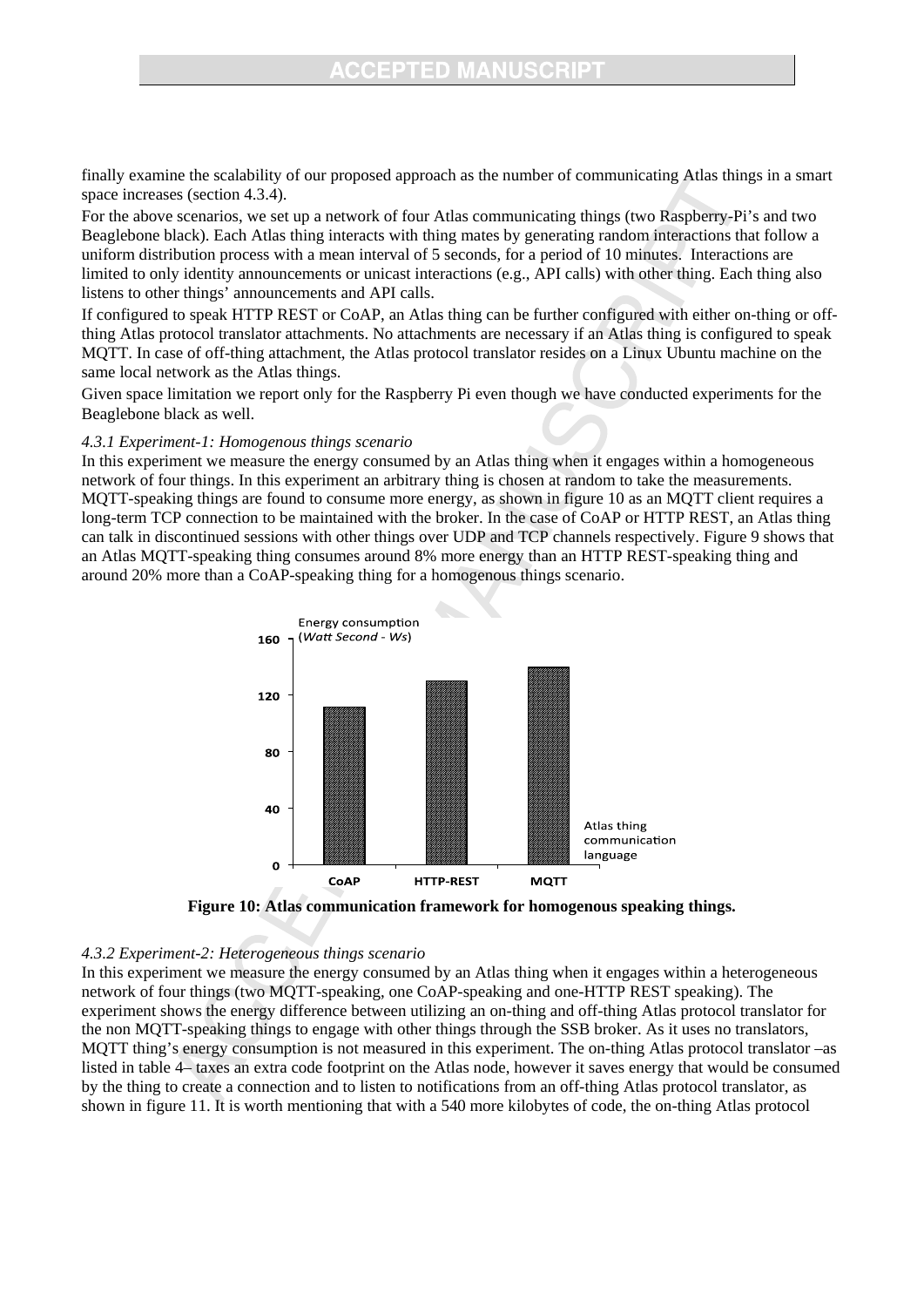finally examine the scalability of our proposed approach as the number of communicating Atlas things in a smart space increases (section 4.3.4).

For the above scenarios, we set up a network of four Atlas communicating things (two Raspberry-Pi's and two Beaglebone black). Each Atlas thing interacts with thing mates by generating random interactions that follow a uniform distribution process with a mean interval of 5 seconds, for a period of 10 minutes. Interactions are limited to only identity announcements or unicast interactions (e.g., API calls) with other thing. Each thing also listens to other things' announcements and API calls.

If configured to speak HTTP REST or CoAP, an Atlas thing can be further configured with either on-thing or off-thing Atlas protocol translator attachments. No attachments are necessary if an Atlas thing is configured to speak MQTT. In case of off-thing attachment, the Atlas protocol translator resides on a Linux Ubuntu machine on the same local network as the Atlas things.

Given space limitation we report only for the Raspberry Pi even though we have conducted experiments for the Beaglebone black as well.

*4.3.1 Experiment-1: Homogenous things scenario*

In this experiment we measure the energy consumed by an Atlas thing when it engages within a homogeneous network of four things. In this experiment an arbitrary thing is chosen at random to take the measurements. MQTT-speaking things are found to consume more energy, as shown in figure 10 as an MQTT client requires a long-term TCP connection to be maintained with the broker. In the case of CoAP or HTTP REST, an Atlas thing can talk in discontinued sessions with other things over UDP and TCP channels respectively. Figure 9 shows that an Atlas MQTT-speaking thing consumes around 8% more energy than an HTTP REST-speaking thing and around 20% more than a CoAP-speaking thing for a homogenous things scenario.

**Figure 10: Atlas communication framework for homogenous speaking things.**

*4.3.2 Experiment-2: Heterogeneous things scenario*

In this experiment we measure the energy consumed by an Atlas thing when it engages within a heterogeneous network of four things (two MQTT-speaking, one CoAP-speaking and one-HTTP REST speaking). The experiment shows the energy difference between utilizing an on-thing and off-thing Atlas protocol translator for the non MQTT-speaking things to engage with other things through the SSB broker. As it uses no translators, MQTT thing's energy consumption is not measured in this experiment. The on-thing Atlas protocol translator –as listed in table 4– taxes an extra code footprint on the Atlas node, however it saves energy that would be consumed by the thing to create a connection and to listen to notifications from an off-thing Atlas protocol translator, as shown in figure 11. It is worth mentioning that with a 540 more kilobytes of code, the on-thing Atlas protocol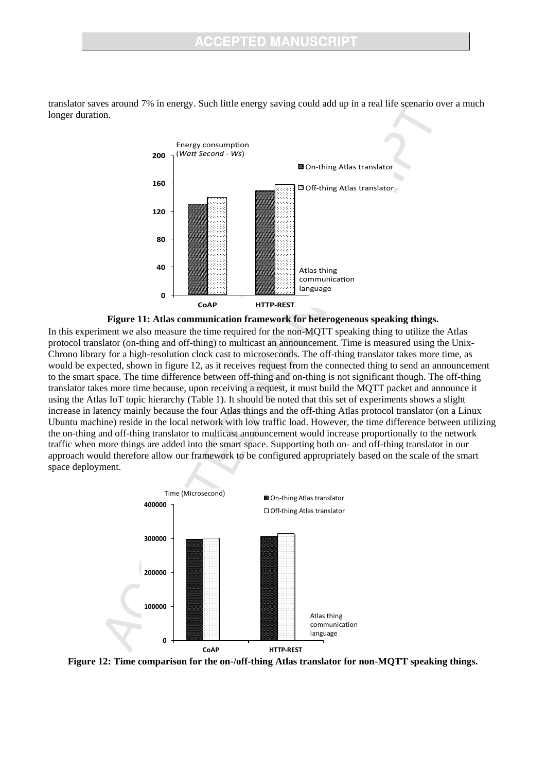translator saves around 7% in energy. Such little energy saving could add up in a real life scenario over a much longer duration.

**Figure 11: Atlas communication framework for heterogeneous speaking things.**

In this experiment we also measure the time required for the non-MQTT speaking thing to utilize the Atlas protocol translator (on-thing and off-thing) to multicast an announcement. Time is measured using the Unix-Chrono library for a high-resolution clock cast to microseconds. The off-thing translator takes more time, as would be expected, shown in figure 12, as it receives request from the connected thing to send an announcement to the smart space. The time difference between off-thing and on-thing is not significant though. The off-thing translator takes more time because, upon receiving a request, it must build the MQTT packet and announce it using the Atlas IoT topic hierarchy (Table 1). It should be noted that this set of experiments shows a slight increase in latency mainly because the four Atlas things and the off-thing Atlas protocol translator (on a Linux Ubuntu machine) reside in the local network with low traffic load. However, the time difference between utilizing the on-thing and off-thing translator to multicast announcement would increase proportionally to the network traffic when more things are added into the smart space. Supporting both on- and off-thing translator in our approach would therefore allow our framework to be configured appropriately based on the scale of the smart space deployment.

**Figure 12: Time comparison for the on-/off-thing Atlas translator for non-MQTT speaking things.**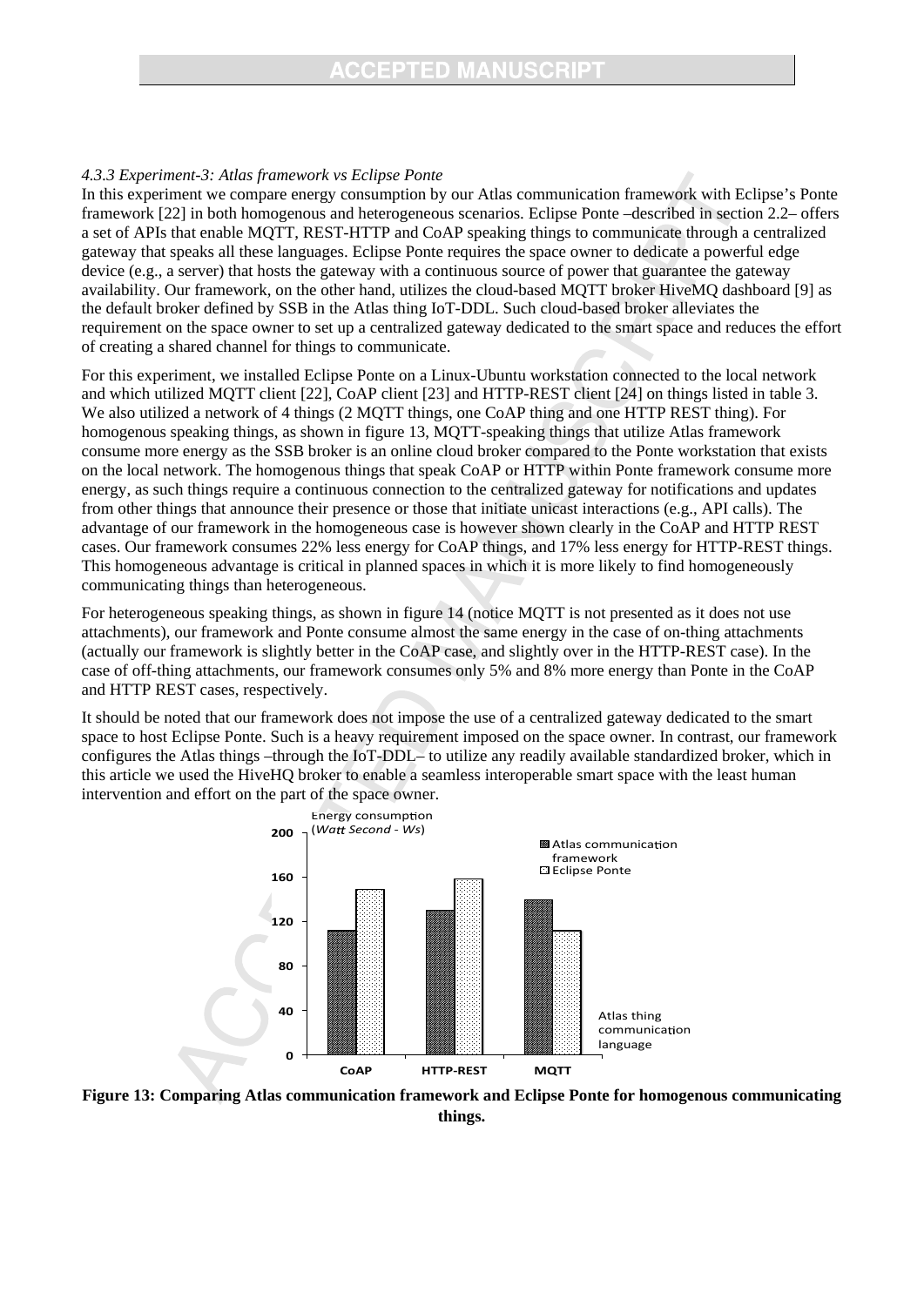*4.3.3 Experiment-3: Atlas framework vs Eclipse Ponte*

In this experiment we compare energy consumption by our Atlas communication framework with Eclipse's Ponte framework [22] in both homogenous and heterogeneous scenarios. Eclipse Ponte –described in section 2.2– offers a set of APIs that enable MQTT, REST-HTTP and CoAP speaking things to communicate through a centralized gateway that speaks all these languages. Eclipse Ponte requires the space owner to dedicate a powerful edge device (e.g., a server) that hosts the gateway with a continuous source of power that guarantee the gateway availability. Our framework, on the other hand, utilizes the cloud-based MQTT broker HiveMQ dashboard [9] as the default broker defined by SSB in the Atlas thing IoT-DDL. Such cloud-based broker alleviates the requirement on the space owner to set up a centralized gateway dedicated to the smart space and reduces the effort of creating a shared channel for things to communicate.

For this experiment, we installed Eclipse Ponte on a Linux-Ubuntu workstation connected to the local network and which utilized MQTT client [22], CoAP client [23] and HTTP-REST client [24] on things listed in table 3. We also utilized a network of 4 things (2 MQTT things, one CoAP thing and one HTTP REST thing). For homogenous speaking things, as shown in figure 13, MQTT-speaking things that utilize Atlas framework consume more energy as the SSB broker is an online cloud broker compared to the Ponte workstation that exists on the local network. The homogenous things that speak CoAP or HTTP within Ponte framework consume more energy, as such things require a continuous connection to the centralized gateway for notifications and updates from other things that announce their presence or those that initiate unicast interactions (e.g., API calls). The advantage of our framework in the homogeneous case is however shown clearly in the CoAP and HTTP REST cases. Our framework consumes 22% less energy for CoAP things, and 17% less energy for HTTP-REST things. This homogeneous advantage is critical in planned spaces in which it is more likely to find homogeneously communicating things than heterogeneous.

For heterogeneous speaking things, as shown in figure 14 (notice MQTT is not presented as it does not use attachments), our framework and Ponte consume almost the same energy in the case of on-thing attachments (actually our framework is slightly better in the CoAP case, and slightly over in the HTTP-REST case). In the case of off-thing attachments, our framework consumes only 5% and 8% more energy than Ponte in the CoAP and HTTP REST cases, respectively.

It should be noted that our framework does not impose the use of a centralized gateway dedicated to the smart space to host Eclipse Ponte. Such is a heavy requirement imposed on the space owner. In contrast, our framework configures the Atlas things –through the IoT-DDL– to utilize any readily available standardized broker, which in this article we used the HiveHQ broker to enable a seamless interoperable smart space with the least human intervention and effort on the part of the space owner.

**Figure 13: Comparing Atlas communication framework and Eclipse Ponte for homogenous communicating things.**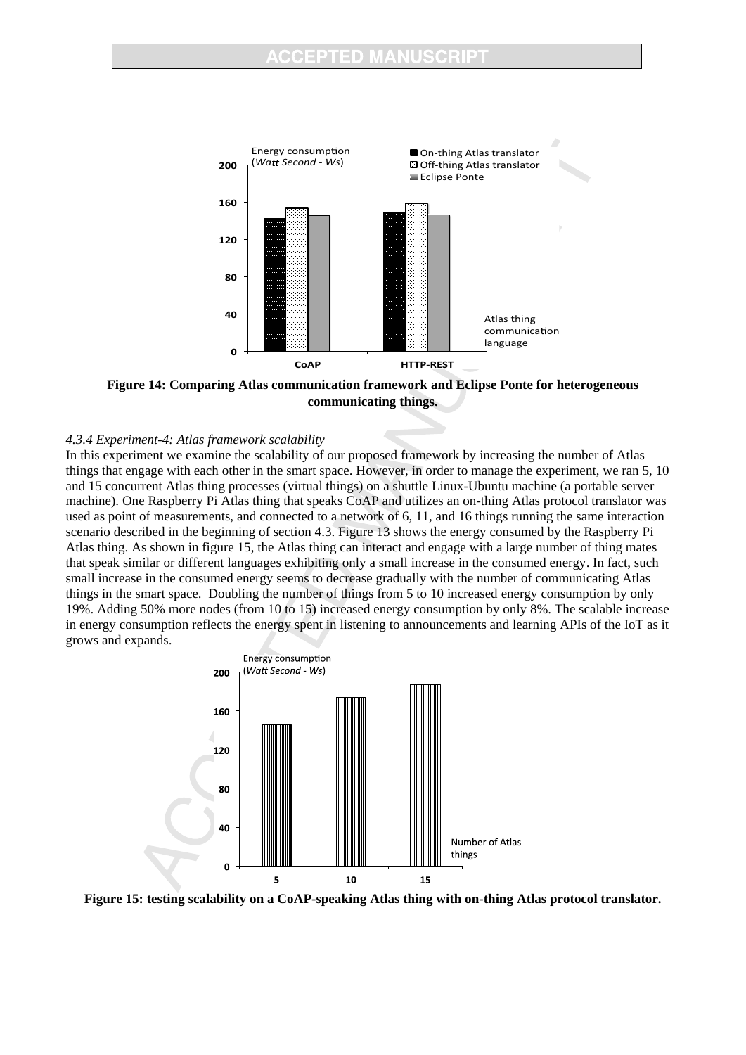Figure 14: Comparing Atlas communication framework and Eclipse Ponte for heterogeneous communicating things.

*4.3.4 Experiment-4: Atlas framework scalability*

In this experiment we examine the scalability of our proposed framework by increasing the number of Atlas things that engage with each other in the smart space. However, in order to manage the experiment, we ran 5, 10 and 15 concurrent Atlas thing processes (virtual things) on a shuttle Linux-Ubuntu machine (a portable server machine). One Raspberry Pi Atlas thing that speaks CoAP and utilizes an on-thing Atlas protocol translator was used as point of measurements, and connected to a network of 6, 11, and 16 things running the same interaction scenario described in the beginning of section 4.3. Figure 13 shows the energy consumed by the Raspberry Pi Atlas thing. As shown in figure 15, the Atlas thing can interact and engage with a large number of thing mates that speak similar or different languages exhibiting only a small increase in the consumed energy. In fact, such small increase in the consumed energy seems to decrease gradually with the number of communicating Atlas things in the smart space. Doubling the number of things from 5 to 10 increased energy consumption by only 19%. Adding 50% more nodes (from 10 to 15) increased energy consumption by only 8%. The scalable increase in energy consumption reflects the energy spent in listening to announcements and learning APIs of the IoT as it grows and expands.

Figure 15: testing scalability on a CoAP-speaking Atlas thing with on-thing Atlas protocol translator.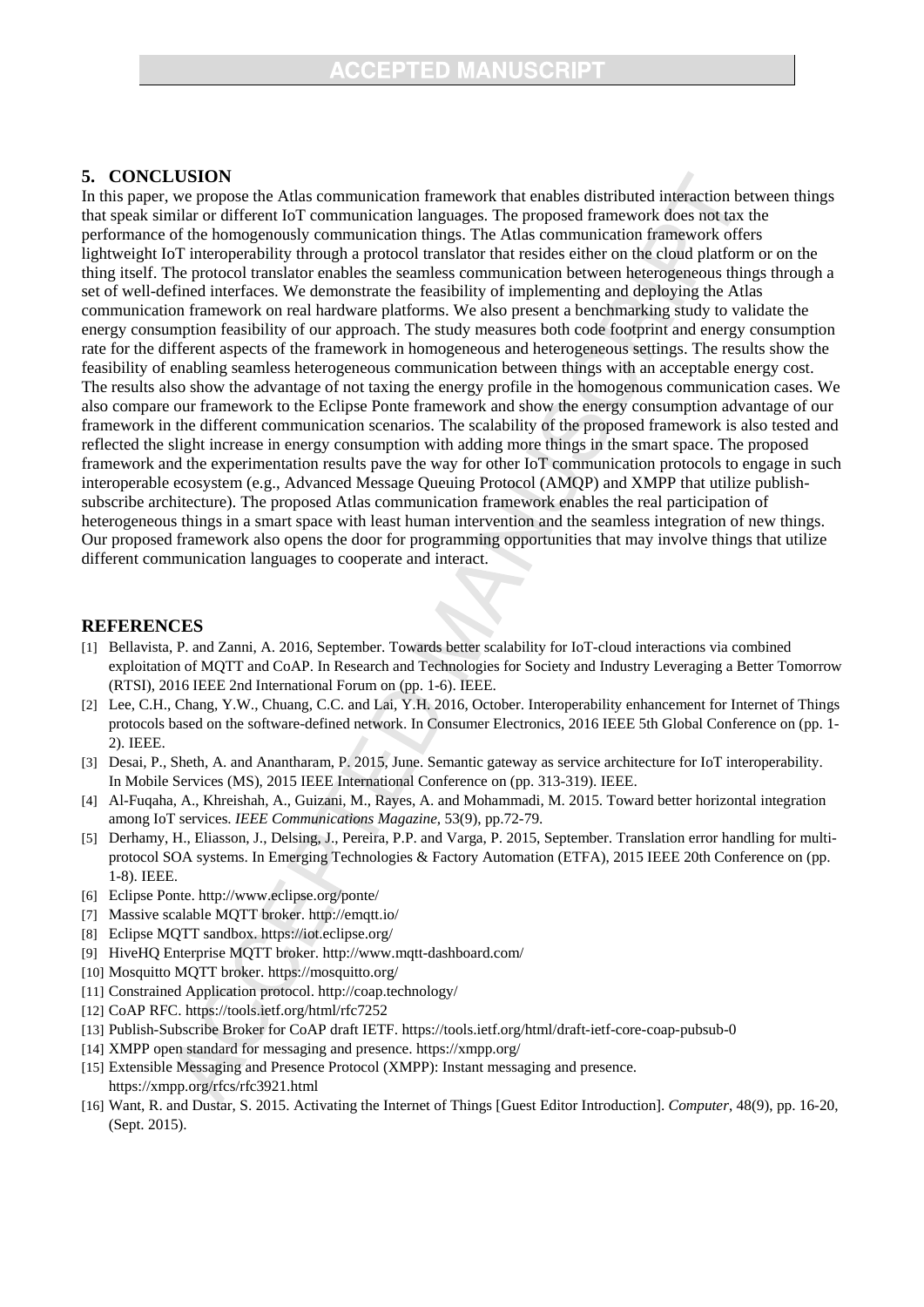## 5. CONCLUSION

In this paper, we propose the Atlas communication framework that enables distributed interaction between things that speak similar or different IoT communication languages. The proposed framework does not tax the performance of the homogenously communication things. The Atlas communication framework offers lightweight IoT interoperability through a protocol translator that resides either on the cloud platform or on the thing itself. The protocol translator enables the seamless communication between heterogeneous things through a set of well-defined interfaces. We demonstrate the feasibility of implementing and deploying the Atlas communication framework on real hardware platforms. We also present a benchmarking study to validate the energy consumption feasibility of our approach. The study measures both code footprint and energy consumption rate for the different aspects of the framework in homogeneous and heterogeneous settings. The results show the feasibility of enabling seamless heterogeneous communication between things with an acceptable energy cost. The results also show the advantage of not taxing the energy profile in the homogenous communication cases. We also compare our framework to the Eclipse Ponte framework and show the energy consumption advantage of our framework in the different communication scenarios. The scalability of the proposed framework is also tested and reflected the slight increase in energy consumption with adding more things in the smart space. The proposed framework and the experimentation results pave the way for other IoT communication protocols to engage in such interoperable ecosystem (e.g., Advanced Message Queuing Protocol (AMQP) and XMPP that utilize publish-subscribe architecture). The proposed Atlas communication framework enables the real participation of heterogeneous things in a smart space with least human intervention and the seamless integration of new things. Our proposed framework also opens the door for programming opportunities that may involve things that utilize different communication languages to cooperate and interact.

## REFERENCES

[1] Bellavista, P. and Zanni, A. 2016, September. Towards better scalability for IoT-cloud interactions via combined exploitation of MQTT and CoAP. In Research and Technologies for Society and Industry Leveraging a Better Tomorrow (RTSI), 2016 IEEE 2nd International Forum on (pp. 1-6). IEEE.

[2] Lee, C.H., Chang, Y.W., Chuang, C.C. and Lai, Y.H. 2016, October. Interoperability enhancement for Internet of Things protocols based on the software-defined network. In Consumer Electronics, 2016 IEEE 5th Global Conference on (pp. 1-2). IEEE.

[3] Desai, P., Sheth, A. and Anantharam, P. 2015, June. Semantic gateway as service architecture for IoT interoperability. In Mobile Services (MS), 2015 IEEE International Conference on (pp. 313-319). IEEE.

[4] Al-Fuqaha, A., Khreishah, A., Guizani, M., Rayes, A. and Mohammadi, M. 2015. Toward better horizontal integration among IoT services. *IEEE Communications Magazine*, 53(9), pp.72-79.

[5] Derhamy, H., Eliasson, J., Delsing, J., Pereira, P.P. and Varga, P. 2015, September. Translation error handling for multi-protocol SOA systems. In Emerging Technologies & Factory Automation (ETFA), 2015 IEEE 20th Conference on (pp. 1-8). IEEE.

[6] Eclipse Ponte. http://www.eclipse.org/ponte/

[7] Massive scalable MQTT broker. http://emqtt.io/

[8] Eclipse MQTT sandbox. https://iot.eclipse.org/

[9] HiveHQ Enterprise MQTT broker. http://www.mqtt-dashboard.com/

[10] Mosquitto MQTT broker. https://mosquitto.org/

[11] Constrained Application protocol. http://coap.technology/

[12] CoAP RFC. https://tools.ietf.org/html/rfc7252

[13] Publish-Subscribe Broker for CoAP draft IETF. https://tools.ietf.org/html/draft-ietf-core-coap-pubsub-0

[14] XMPP open standard for messaging and presence. https://xmpp.org/

[15] Extensible Messaging and Presence Protocol (XMPP): Instant messaging and presence. https://xmpp.org/rfcs/rfc3921.html

[16] Want, R. and Dustar, S. 2015. Activating the Internet of Things [Guest Editor Introduction]. *Computer*, 48(9), pp. 16-20, (Sept. 2015).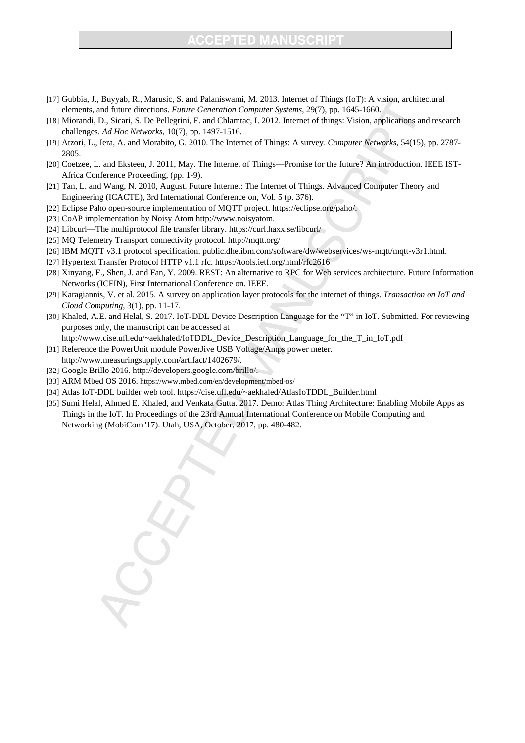[17] Gubbia, J., Buyyab, R., Marusic, S. and Palaniswami, M. 2013. Internet of Things (IoT): A vision, architectural elements, and future directions. *Future Generation Computer Systems*, 29(7), pp. 1645-1660.

[18] Miorandi, D., Sicari, S. De Pellegrini, F. and Chlamtac, I. 2012. Internet of things: Vision, applications and research challenges. *Ad Hoc Networks*, 10(7), pp. 1497-1516.

[19] Atzori, L., Iera, A. and Morabito, G. 2010. The Internet of Things: A survey. *Computer Networks*, 54(15), pp. 2787-2805.

[20] Coetzee, L. and Eksteen, J. 2011, May. The Internet of Things—Promise for the future? An introduction. IEEE IST-Africa Conference Proceeding, (pp. 1-9).

[21] Tan, L. and Wang, N. 2010, August. Future Internet: The Internet of Things. Advanced Computer Theory and Engineering (ICACTE), 3rd International Conference on, Vol. 5 (p. 376).

[22] Eclipse Paho open-source implementation of MQTT project. https://eclipse.org/paho/.

[23] CoAP implementation by Noisy Atom http://www.noisyatom.

[24] Libcurl—The multiprotocol file transfer library. https://curl.haxx.se/libcurl/

[25] MQ Telemetry Transport connectivity protocol. http://mqtt.org/

[26] IBM MQTT v3.1 protocol specification. public.dhe.ibm.com/software/dw/webservices/ws-mqtt/mqtt-v3r1.html.

[27] Hypertext Transfer Protocol HTTP v1.1 rfc. https://tools.ietf.org/html/rfc2616

[28] Xinyang, F., Shen, J. and Fan, Y. 2009. REST: An alternative to RPC for Web services architecture. Future Information Networks (ICFIN), First International Conference on. IEEE.

[29] Karagiannis, V. et al. 2015. A survey on application layer protocols for the internet of things. *Transaction on IoT and Cloud Computing*, 3(1), pp. 11-17.

[30] Khaled, A.E. and Helal, S. 2017. IoT-DDL Device Description Language for the "T" in IoT. Submitted. For reviewing purposes only, the manuscript can be accessed at http://www.cise.ufl.edu/~aekhaled/IoTDDL_Device_Description_Language_for_the_T_in_IoT.pdf

[31] Reference the PowerUnit module PowerJive USB Voltage/Amps power meter. http://www.measuringsupply.com/artifact/1402679/.

[32] Google Brillo 2016. http://developers.google.com/brillo/.

[33] ARM Mbed OS 2016. https://www.mbed.com/en/development/mbed-os/

[34] Atlas IoT-DDL builder web tool. https://cise.ufl.edu/~aekhaled/AtlasIoTDDL_Builder.html

[35] Sumi Helal, Ahmed E. Khaled, and Venkata Gutta. 2017. Demo: Atlas Thing Architecture: Enabling Mobile Apps as Things in the IoT. In Proceedings of the 23rd Annual International Conference on Mobile Computing and Networking (MobiCom '17). Utah, USA, October, 2017, pp. 480-482.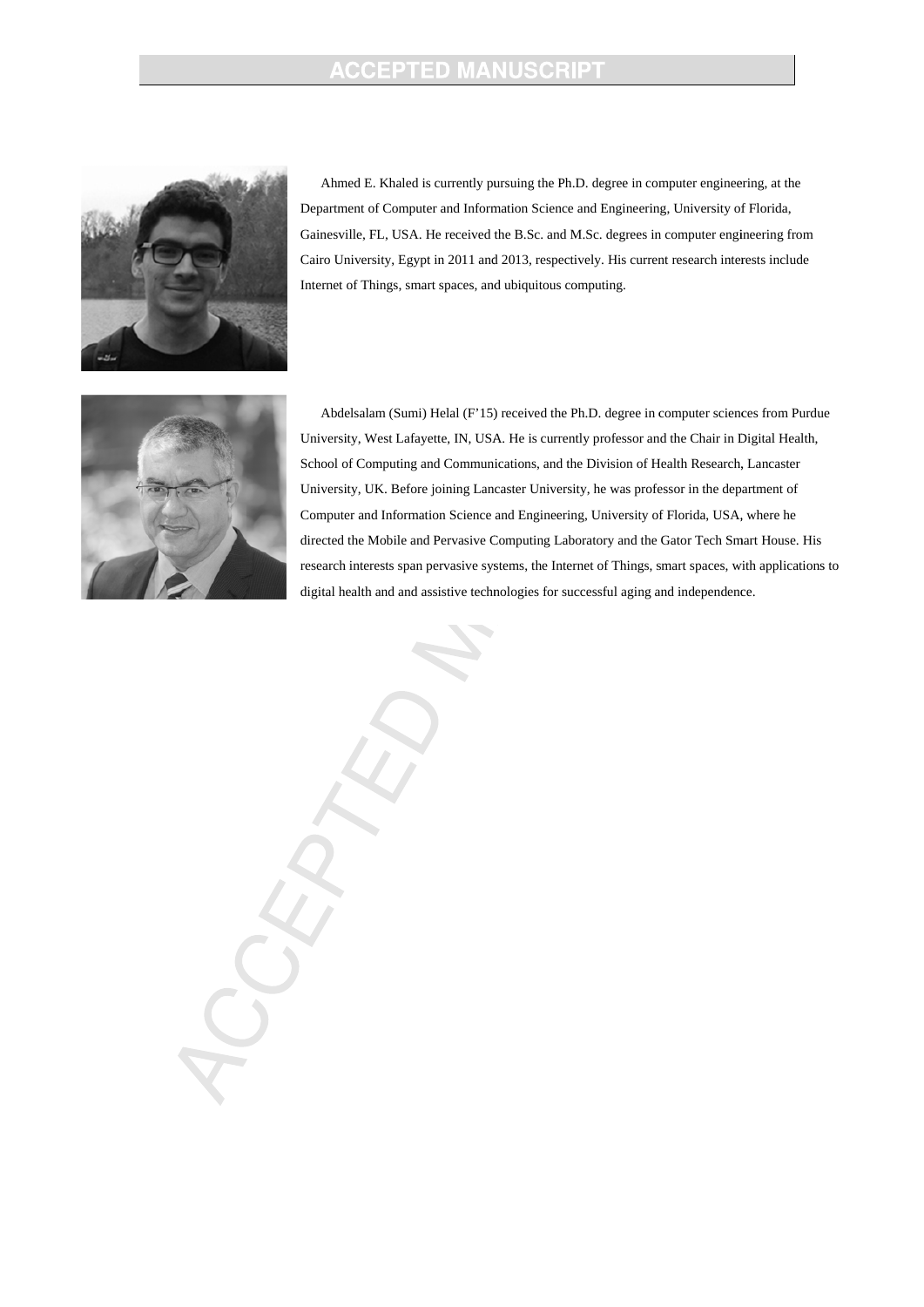Ahmed E. Khaled is currently pursuing the Ph.D. degree in computer engineering, at the Department of Computer and Information Science and Engineering, University of Florida, Gainesville, FL, USA. He received the B.Sc. and M.Sc. degrees in computer engineering from Cairo University, Egypt in 2011 and 2013, respectively. His current research interests include Internet of Things, smart spaces, and ubiquitous computing.

Abdelsalam (Sumi) Helal (F'15) received the Ph.D. degree in computer sciences from Purdue University, West Lafayette, IN, USA. He is currently professor and the Chair in Digital Health, School of Computing and Communications, and the Division of Health Research, Lancaster University, UK. Before joining Lancaster University, he was professor in the department of Computer and Information Science and Engineering, University of Florida, USA, where he directed the Mobile and Pervasive Computing Laboratory and the Gator Tech Smart House. His research interests span pervasive systems, the Internet of Things, smart spaces, with applications to digital health and and assistive technologies for successful aging and independence.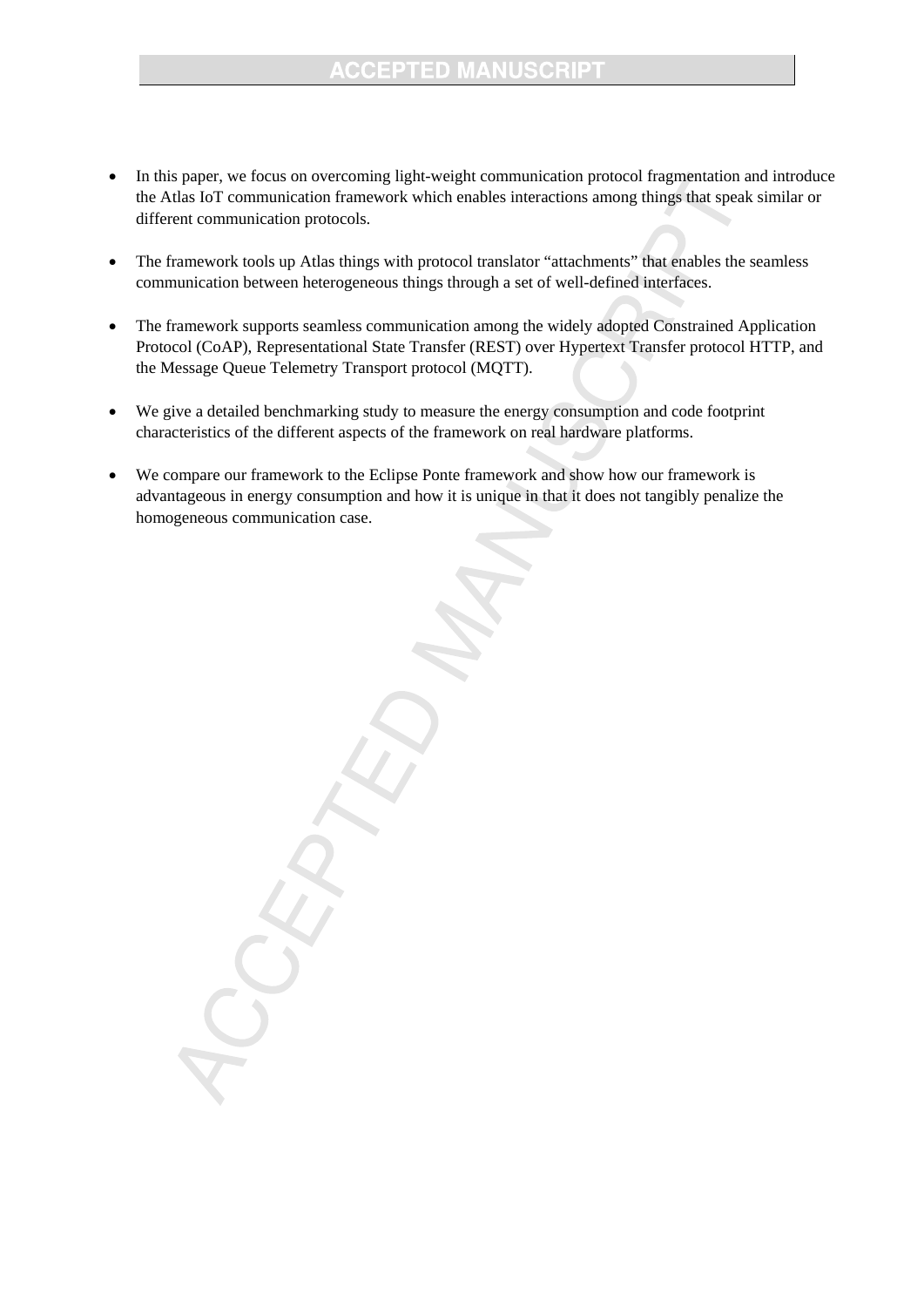- In this paper, we focus on overcoming light-weight communication protocol fragmentation and introduce the Atlas IoT communication framework which enables interactions among things that speak similar or different communication protocols.

- The framework tools up Atlas things with protocol translator "attachments" that enables the seamless communication between heterogeneous things through a set of well-defined interfaces.

- The framework supports seamless communication among the widely adopted Constrained Application Protocol (CoAP), Representational State Transfer (REST) over Hypertext Transfer protocol HTTP, and the Message Queue Telemetry Transport protocol (MQTT).

- We give a detailed benchmarking study to measure the energy consumption and code footprint characteristics of the different aspects of the framework on real hardware platforms.

- We compare our framework to the Eclipse Ponte framework and show how our framework is advantageous in energy consumption and how it is unique in that it does not tangibly penalize the homogeneous communication case.